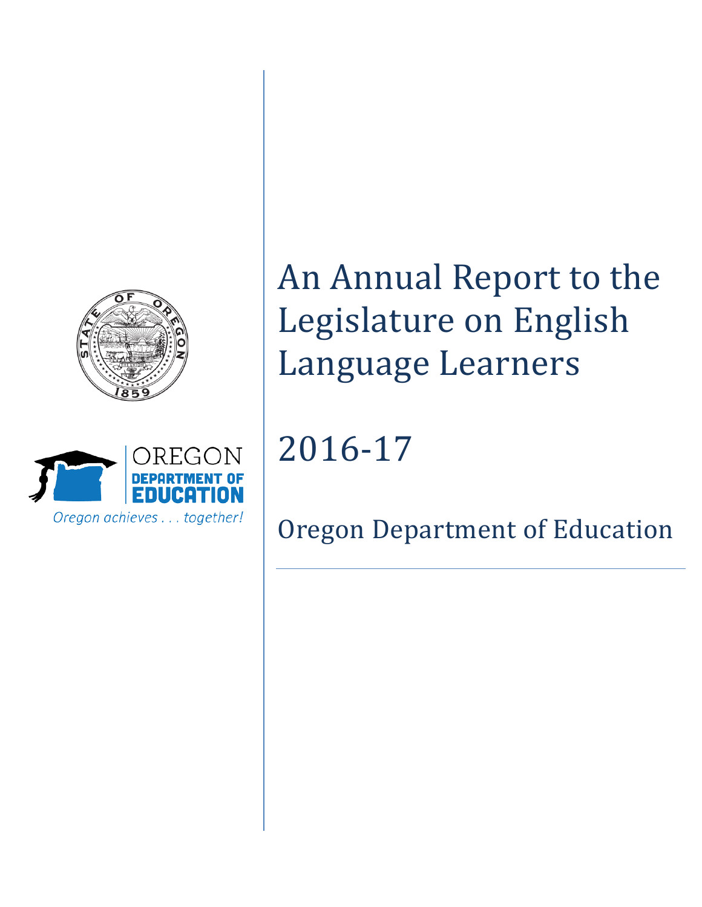# An Annual Report to the Legislature on English Language Learners

## 2016-17

### Oregon Department of Education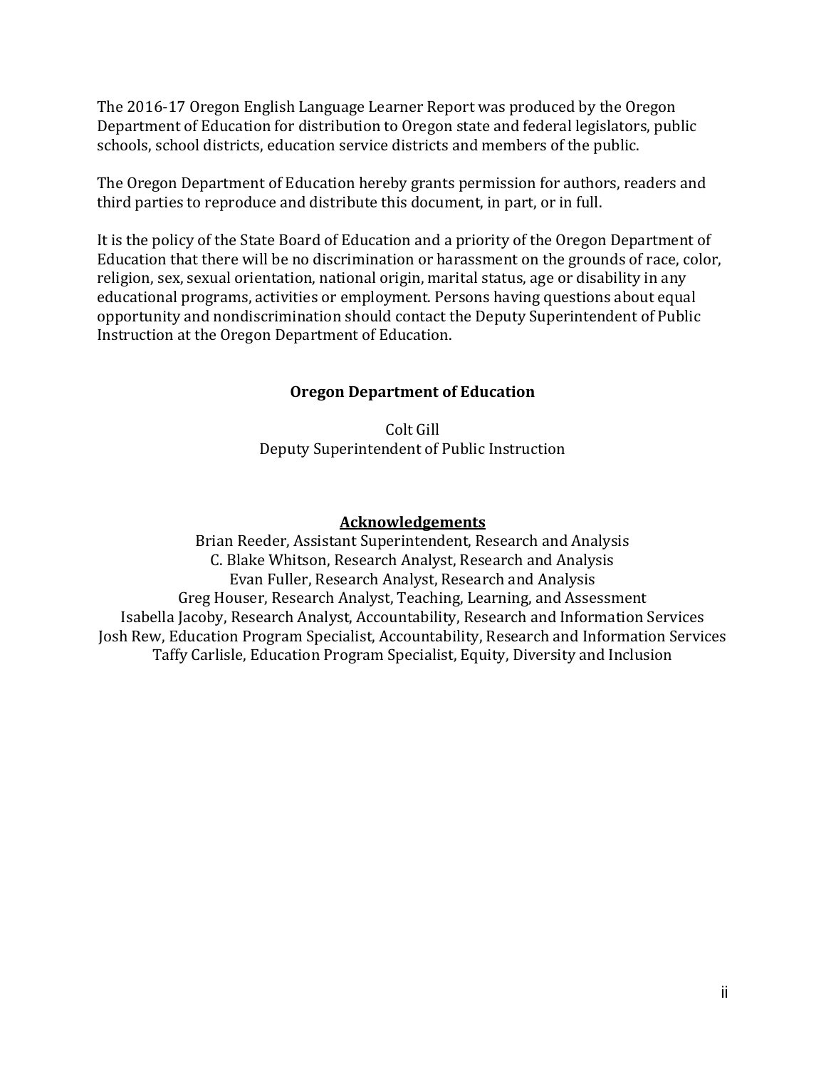The 2016-17 Oregon English Language Learner Report was produced by the Oregon Department of Education for distribution to Oregon state and federal legislators, public schools, school districts, education service districts and members of the public.

The Oregon Department of Education hereby grants permission for authors, readers and third parties to reproduce and distribute this document, in part, or in full.

It is the policy of the State Board of Education and a priority of the Oregon Department of Education that there will be no discrimination or harassment on the grounds of race, color, religion, sex, sexual orientation, national origin, marital status, age or disability in any educational programs, activities or employment. Persons having questions about equal opportunity and nondiscrimination should contact the Deputy Superintendent of Public Instruction at the Oregon Department of Education.

**Oregon Department of Education**

Colt Gill
Deputy Superintendent of Public Instruction

**Acknowledgements**

Brian Reeder, Assistant Superintendent, Research and Analysis
C. Blake Whitson, Research Analyst, Research and Analysis
Evan Fuller, Research Analyst, Research and Analysis
Greg Houser, Research Analyst, Teaching, Learning, and Assessment
Isabella Jacoby, Research Analyst, Accountability, Research and Information Services
Josh Rew, Education Program Specialist, Accountability, Research and Information Services
Taffy Carlisle, Education Program Specialist, Equity, Diversity and Inclusion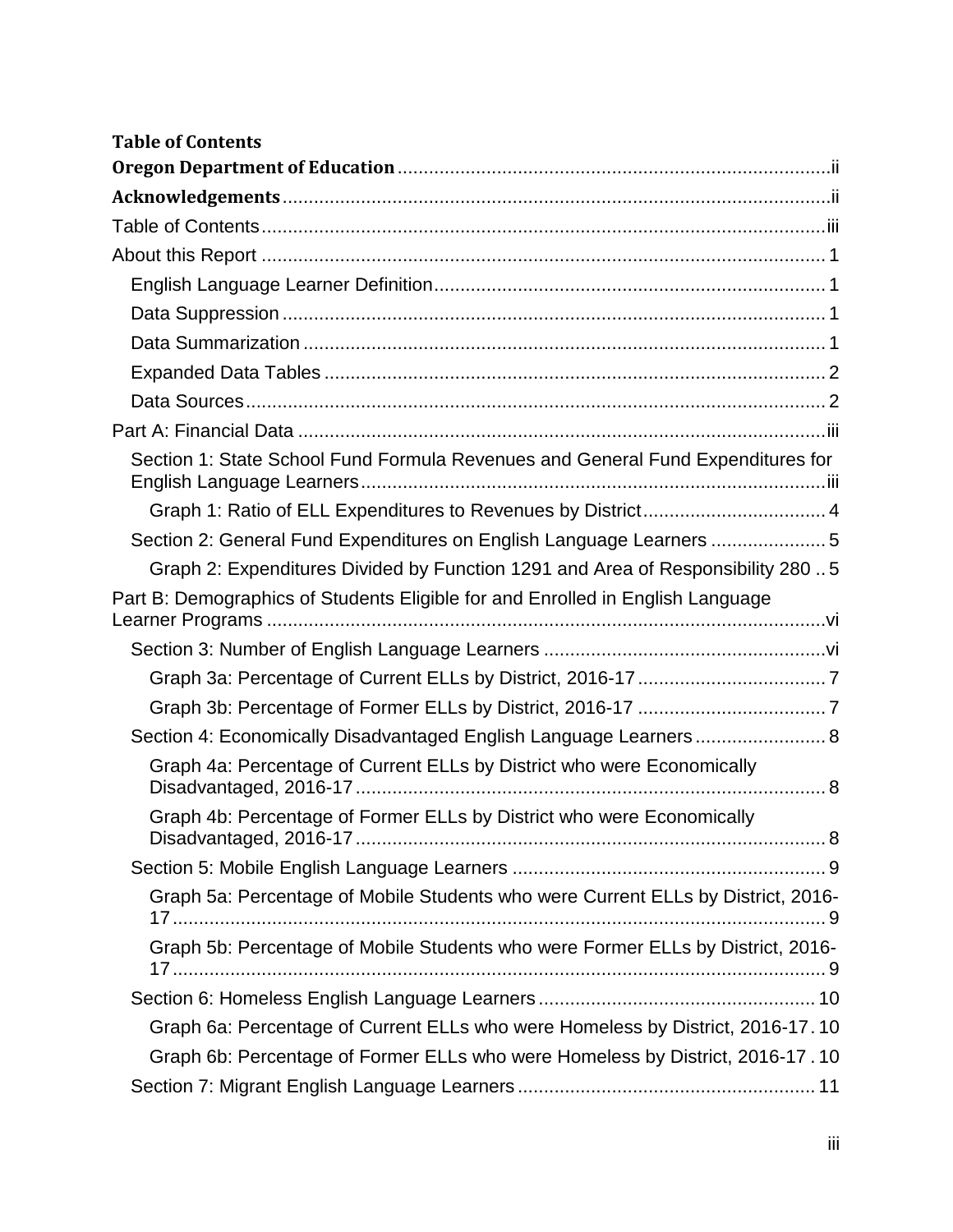**Table of Contents**

**Oregon Department of Education** .......... ii

**Acknowledgements** .......... ii

Table of Contents .......... iii

About this Report .......... 1

- English Language Learner Definition .......... 1
- Data Suppression .......... 1
- Data Summarization .......... 1
- Expanded Data Tables .......... 2
- Data Sources .......... 2

Part A: Financial Data .......... iii

- Section 1: State School Fund Formula Revenues and General Fund Expenditures for English Language Learners .......... iii
  - Graph 1: Ratio of ELL Expenditures to Revenues by District .......... 4
- Section 2: General Fund Expenditures on English Language Learners .......... 5
  - Graph 2: Expenditures Divided by Function 1291 and Area of Responsibility 280 .......... 5

Part B: Demographics of Students Eligible for and Enrolled in English Language Learner Programs .......... vi

- Section 3: Number of English Language Learners .......... vi
  - Graph 3a: Percentage of Current ELLs by District, 2016-17 .......... 7
  - Graph 3b: Percentage of Former ELLs by District, 2016-17 .......... 7
- Section 4: Economically Disadvantaged English Language Learners .......... 8
  - Graph 4a: Percentage of Current ELLs by District who were Economically Disadvantaged, 2016-17 .......... 8
  - Graph 4b: Percentage of Former ELLs by District who were Economically Disadvantaged, 2016-17 .......... 8
- Section 5: Mobile English Language Learners .......... 9
  - Graph 5a: Percentage of Mobile Students who were Current ELLs by District, 2016-17 .......... 9
  - Graph 5b: Percentage of Mobile Students who were Former ELLs by District, 2016-17 .......... 9
- Section 6: Homeless English Language Learners .......... 10
  - Graph 6a: Percentage of Current ELLs who were Homeless by District, 2016-17 .......... 10
  - Graph 6b: Percentage of Former ELLs who were Homeless by District, 2016-17 .......... 10
- Section 7: Migrant English Language Learners .......... 11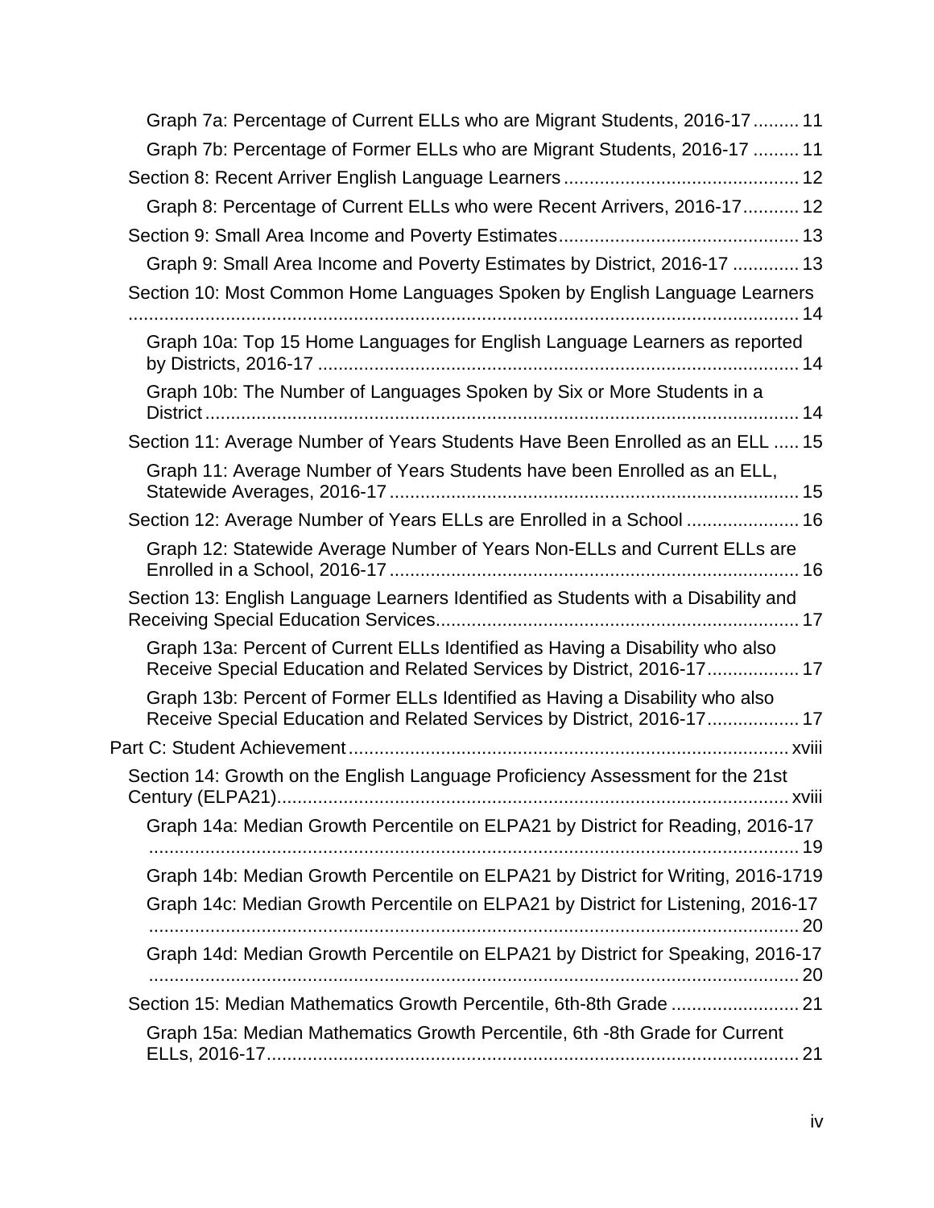- Graph 7a: Percentage of Current ELLs who are Migrant Students, 2016-17 ......... 11
- Graph 7b: Percentage of Former ELLs who are Migrant Students, 2016-17 ......... 11

Section 8: Recent Arriver English Language Learners ............................................. 12

- Graph 8: Percentage of Current ELLs who were Recent Arrivers, 2016-17 ........... 12

Section 9: Small Area Income and Poverty Estimates .............................................. 13

- Graph 9: Small Area Income and Poverty Estimates by District, 2016-17 ............. 13

Section 10: Most Common Home Languages Spoken by English Language Learners .................................................................................................................... 14

- Graph 10a: Top 15 Home Languages for English Language Learners as reported by Districts, 2016-17 ............................................................................................ 14
- Graph 10b: The Number of Languages Spoken by Six or More Students in a District ................................................................................................................... 14

Section 11: Average Number of Years Students Have Been Enrolled as an ELL ..... 15

- Graph 11: Average Number of Years Students have been Enrolled as an ELL, Statewide Averages, 2016-17 ............................................................................... 15

Section 12: Average Number of Years ELLs are Enrolled in a School ...................... 16

- Graph 12: Statewide Average Number of Years Non-ELLs and Current ELLs are Enrolled in a School, 2016-17 ............................................................................... 16

Section 13: English Language Learners Identified as Students with a Disability and Receiving Special Education Services ...................................................................... 17

- Graph 13a: Percent of Current ELLs Identified as Having a Disability who also Receive Special Education and Related Services by District, 2016-17 .................. 17
- Graph 13b: Percent of Former ELLs Identified as Having a Disability who also Receive Special Education and Related Services by District, 2016-17 .................. 17

Part C: Student Achievement ..................................................................................... xviii

Section 14: Growth on the English Language Proficiency Assessment for the 21st Century (ELPA21) .................................................................................................... xviii

- Graph 14a: Median Growth Percentile on ELPA21 by District for Reading, 2016-17 ............................................................................................................................... 19
- Graph 14b: Median Growth Percentile on ELPA21 by District for Writing, 2016-1719
- Graph 14c: Median Growth Percentile on ELPA21 by District for Listening, 2016-17 ............................................................................................................................... 20
- Graph 14d: Median Growth Percentile on ELPA21 by District for Speaking, 2016-17 ............................................................................................................................... 20

Section 15: Median Mathematics Growth Percentile, 6th-8th Grade ......................... 21

- Graph 15a: Median Mathematics Growth Percentile, 6th -8th Grade for Current ELLs, 2016-17 ........................................................................................................ 21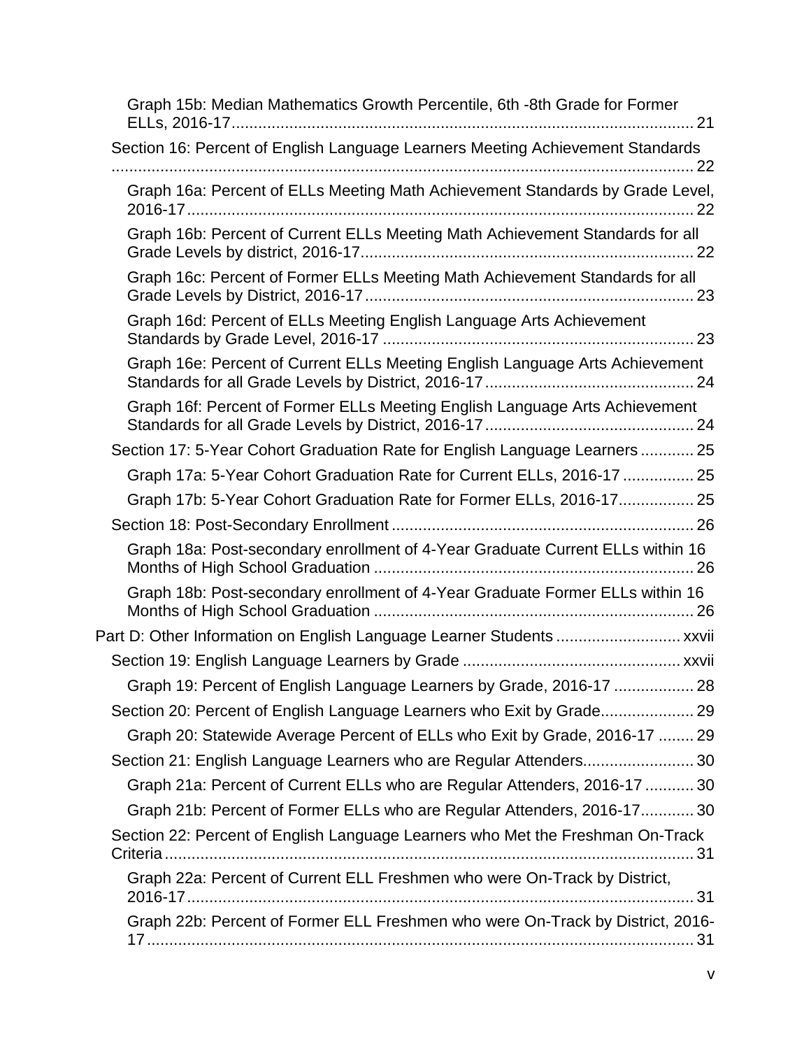Graph 15b: Median Mathematics Growth Percentile, 6th -8th Grade for Former ELLs, 2016-17........................................................................................................ 21

Section 16: Percent of English Language Learners Meeting Achievement Standards .................................................................................................................... 22

Graph 16a: Percent of ELLs Meeting Math Achievement Standards by Grade Level, 2016-17.................................................................................................................. 22

Graph 16b: Percent of Current ELLs Meeting Math Achievement Standards for all Grade Levels by district, 2016-17.......................................................................... 22

Graph 16c: Percent of Former ELLs Meeting Math Achievement Standards for all Grade Levels by District, 2016-17......................................................................... 23

Graph 16d: Percent of ELLs Meeting English Language Arts Achievement Standards by Grade Level, 2016-17 ..................................................................... 23

Graph 16e: Percent of Current ELLs Meeting English Language Arts Achievement Standards for all Grade Levels by District, 2016-17.............................................. 24

Graph 16f: Percent of Former ELLs Meeting English Language Arts Achievement Standards for all Grade Levels by District, 2016-17.............................................. 24

Section 17: 5-Year Cohort Graduation Rate for English Language Learners ............ 25

Graph 17a: 5-Year Cohort Graduation Rate for Current ELLs, 2016-17 ................ 25

Graph 17b: 5-Year Cohort Graduation Rate for Former ELLs, 2016-17................. 25

Section 18: Post-Secondary Enrollment .................................................................... 26

Graph 18a: Post-secondary enrollment of 4-Year Graduate Current ELLs within 16 Months of High School Graduation ....................................................................... 26

Graph 18b: Post-secondary enrollment of 4-Year Graduate Former ELLs within 16 Months of High School Graduation ....................................................................... 26

Part D: Other Information on English Language Learner Students ........................... xxvii

Section 19: English Language Learners by Grade ................................................ xxvii

Graph 19: Percent of English Language Learners by Grade, 2016-17 .................. 28

Section 20: Percent of English Language Learners who Exit by Grade..................... 29

Graph 20: Statewide Average Percent of ELLs who Exit by Grade, 2016-17 ........ 29

Section 21: English Language Learners who are Regular Attenders......................... 30

Graph 21a: Percent of Current ELLs who are Regular Attenders, 2016-17 ........... 30

Graph 21b: Percent of Former ELLs who are Regular Attenders, 2016-17............ 30

Section 22: Percent of English Language Learners who Met the Freshman On-Track Criteria ....................................................................................................................... 31

Graph 22a: Percent of Current ELL Freshmen who were On-Track by District, 2016-17.................................................................................................................. 31

Graph 22b: Percent of Former ELL Freshmen who were On-Track by District, 2016-17.......................................................................................................................... 31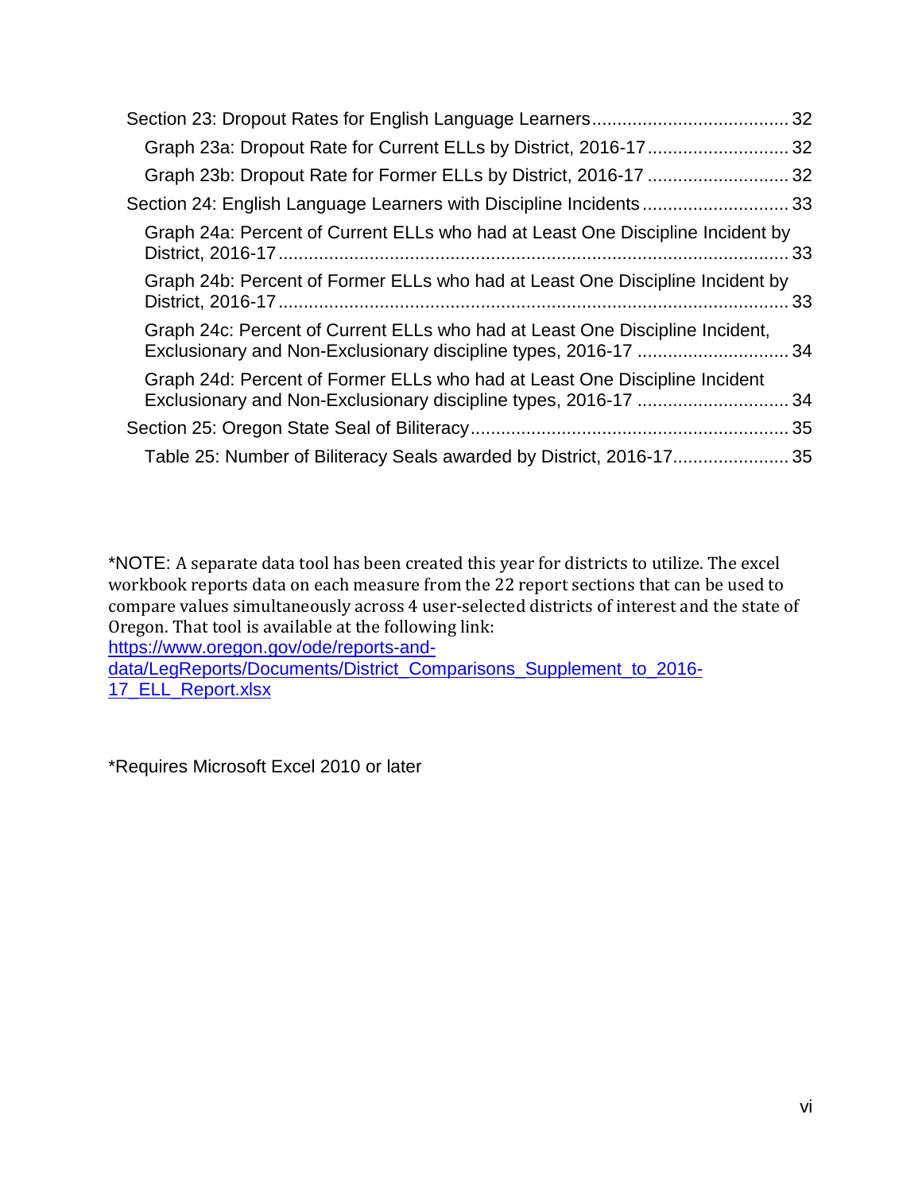Section 23: Dropout Rates for English Language Learners ........ 32

- Graph 23a: Dropout Rate for Current ELLs by District, 2016-17 ........ 32
- Graph 23b: Dropout Rate for Former ELLs by District, 2016-17 ........ 32

Section 24: English Language Learners with Discipline Incidents ........ 33

- Graph 24a: Percent of Current ELLs who had at Least One Discipline Incident by District, 2016-17 ........ 33
- Graph 24b: Percent of Former ELLs who had at Least One Discipline Incident by District, 2016-17 ........ 33
- Graph 24c: Percent of Current ELLs who had at Least One Discipline Incident, Exclusionary and Non-Exclusionary discipline types, 2016-17 ........ 34
- Graph 24d: Percent of Former ELLs who had at Least One Discipline Incident Exclusionary and Non-Exclusionary discipline types, 2016-17 ........ 34

Section 25: Oregon State Seal of Biliteracy ........ 35

- Table 25: Number of Biliteracy Seals awarded by District, 2016-17 ........ 35

*NOTE: A separate data tool has been created this year for districts to utilize. The excel workbook reports data on each measure from the 22 report sections that can be used to compare values simultaneously across 4 user-selected districts of interest and the state of Oregon. That tool is available at the following link:
https://www.oregon.gov/ode/reports-and-data/LegReports/Documents/District_Comparisons_Supplement_to_2016-17_ELL_Report.xlsx

*Requires Microsoft Excel 2010 or later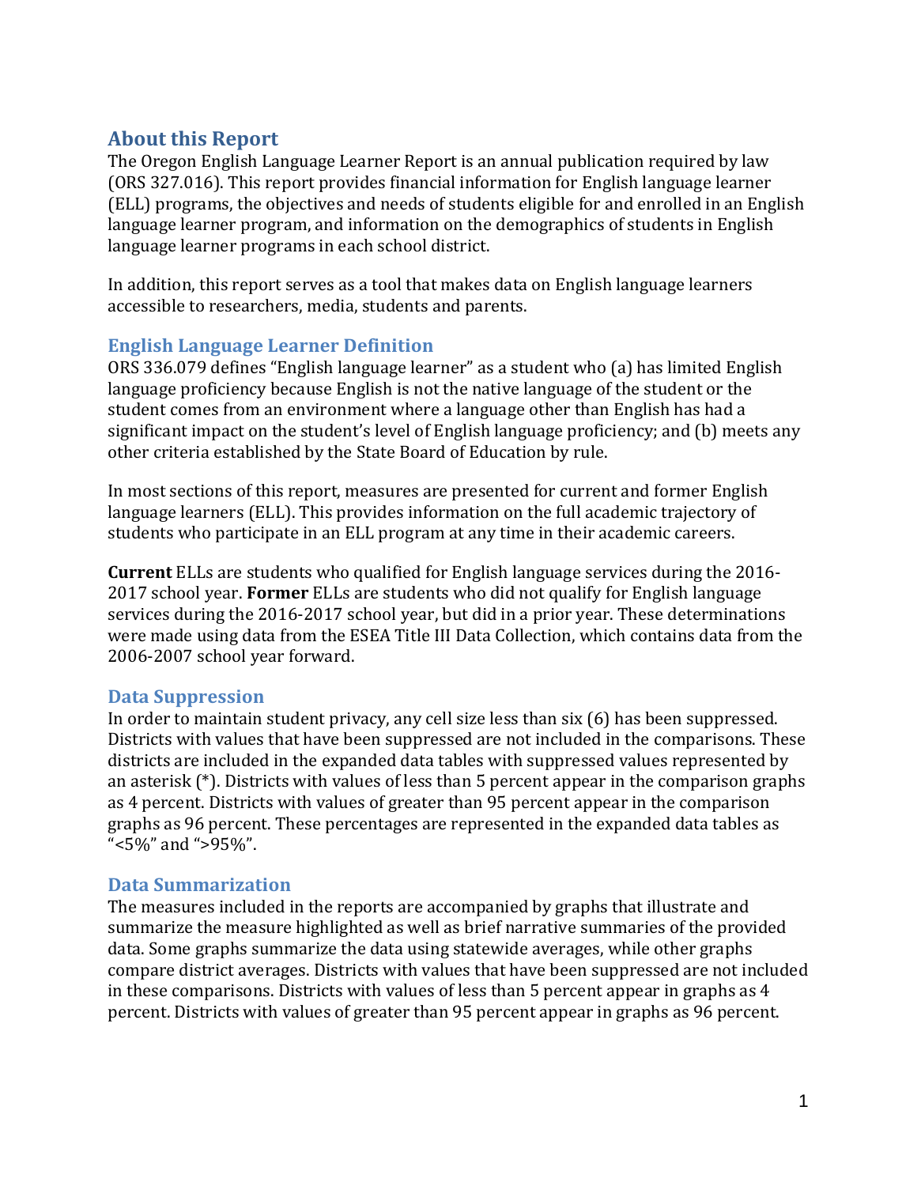## About this Report

The Oregon English Language Learner Report is an annual publication required by law (ORS 327.016). This report provides financial information for English language learner (ELL) programs, the objectives and needs of students eligible for and enrolled in an English language learner program, and information on the demographics of students in English language learner programs in each school district.

In addition, this report serves as a tool that makes data on English language learners accessible to researchers, media, students and parents.

### English Language Learner Definition

ORS 336.079 defines "English language learner" as a student who (a) has limited English language proficiency because English is not the native language of the student or the student comes from an environment where a language other than English has had a significant impact on the student's level of English language proficiency; and (b) meets any other criteria established by the State Board of Education by rule.

In most sections of this report, measures are presented for current and former English language learners (ELL). This provides information on the full academic trajectory of students who participate in an ELL program at any time in their academic careers.

**Current** ELLs are students who qualified for English language services during the 2016-2017 school year. **Former** ELLs are students who did not qualify for English language services during the 2016-2017 school year, but did in a prior year. These determinations were made using data from the ESEA Title III Data Collection, which contains data from the 2006-2007 school year forward.

### Data Suppression

In order to maintain student privacy, any cell size less than six (6) has been suppressed. Districts with values that have been suppressed are not included in the comparisons. These districts are included in the expanded data tables with suppressed values represented by an asterisk (*). Districts with values of less than 5 percent appear in the comparison graphs as 4 percent. Districts with values of greater than 95 percent appear in the comparison graphs as 96 percent. These percentages are represented in the expanded data tables as "<5%" and ">95%".

### Data Summarization

The measures included in the reports are accompanied by graphs that illustrate and summarize the measure highlighted as well as brief narrative summaries of the provided data. Some graphs summarize the data using statewide averages, while other graphs compare district averages. Districts with values that have been suppressed are not included in these comparisons. Districts with values of less than 5 percent appear in graphs as 4 percent. Districts with values of greater than 95 percent appear in graphs as 96 percent.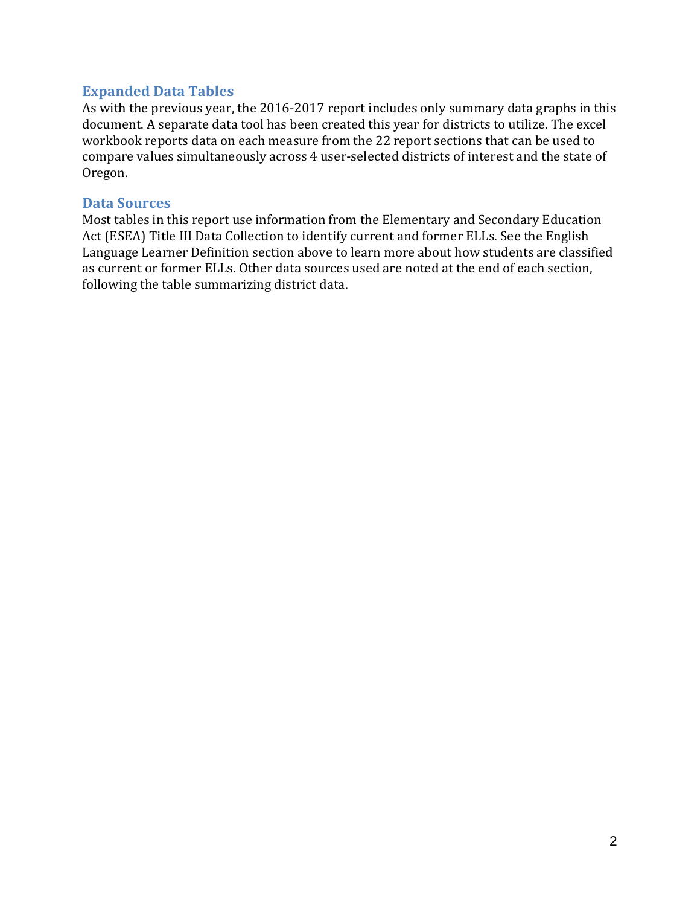## Expanded Data Tables

As with the previous year, the 2016-2017 report includes only summary data graphs in this document. A separate data tool has been created this year for districts to utilize. The excel workbook reports data on each measure from the 22 report sections that can be used to compare values simultaneously across 4 user-selected districts of interest and the state of Oregon.

## Data Sources

Most tables in this report use information from the Elementary and Secondary Education Act (ESEA) Title III Data Collection to identify current and former ELLs. See the English Language Learner Definition section above to learn more about how students are classified as current or former ELLs. Other data sources used are noted at the end of each section, following the table summarizing district data.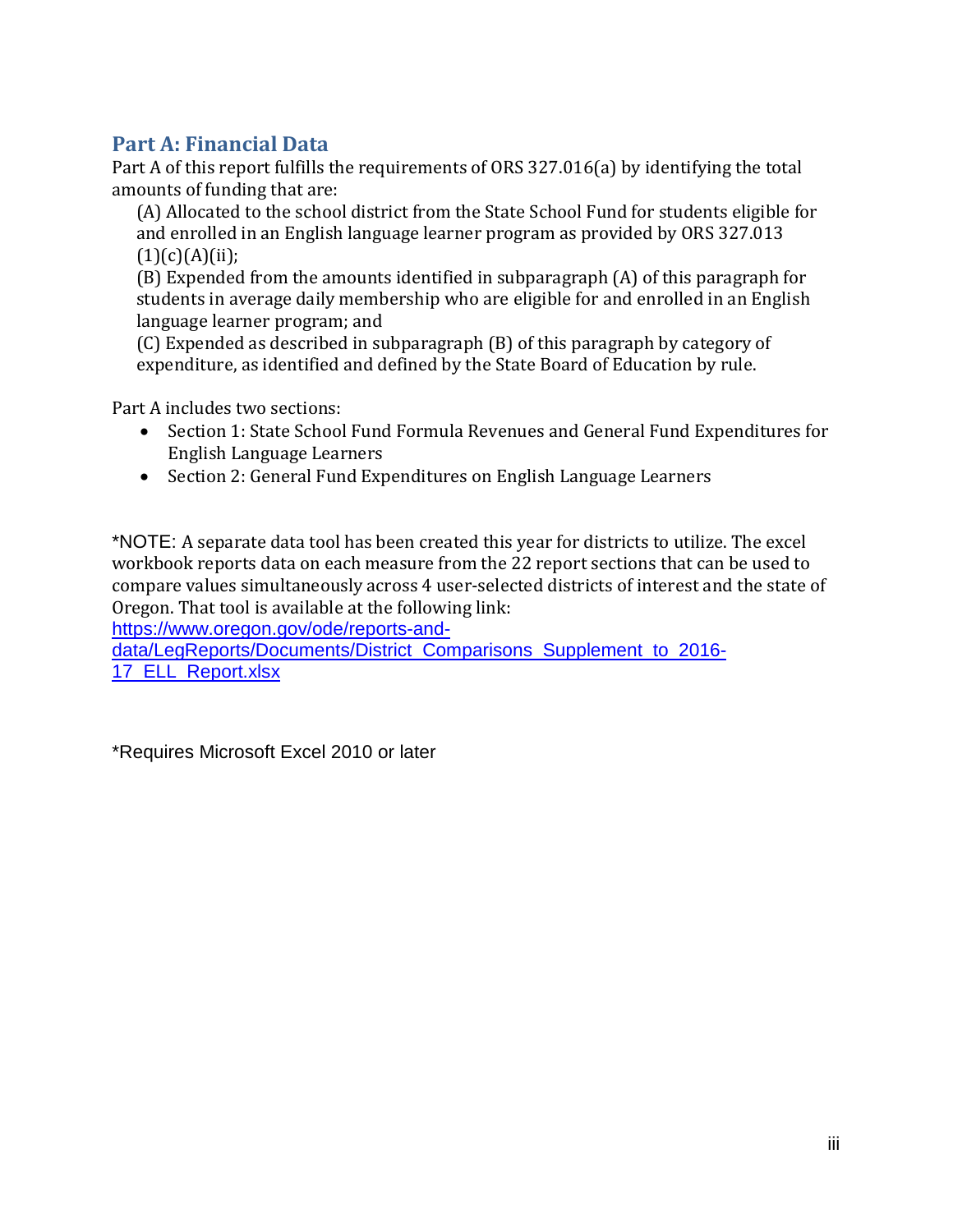## Part A: Financial Data

Part A of this report fulfills the requirements of ORS 327.016(a) by identifying the total amounts of funding that are:

(A) Allocated to the school district from the State School Fund for students eligible for and enrolled in an English language learner program as provided by ORS 327.013 (1)(c)(A)(ii);

(B) Expended from the amounts identified in subparagraph (A) of this paragraph for students in average daily membership who are eligible for and enrolled in an English language learner program; and

(C) Expended as described in subparagraph (B) of this paragraph by category of expenditure, as identified and defined by the State Board of Education by rule.

Part A includes two sections:

- Section 1: State School Fund Formula Revenues and General Fund Expenditures for English Language Learners
- Section 2: General Fund Expenditures on English Language Learners

*NOTE: A separate data tool has been created this year for districts to utilize. The excel workbook reports data on each measure from the 22 report sections that can be used to compare values simultaneously across 4 user-selected districts of interest and the state of Oregon. That tool is available at the following link:
[https://www.oregon.gov/ode/reports-and-data/LegReports/Documents/District_Comparisons_Supplement_to_2016-17_ELL_Report.xlsx](https://www.oregon.gov/ode/reports-and-data/LegReports/Documents/District_Comparisons_Supplement_to_2016-17_ELL_Report.xlsx)

*Requires Microsoft Excel 2010 or later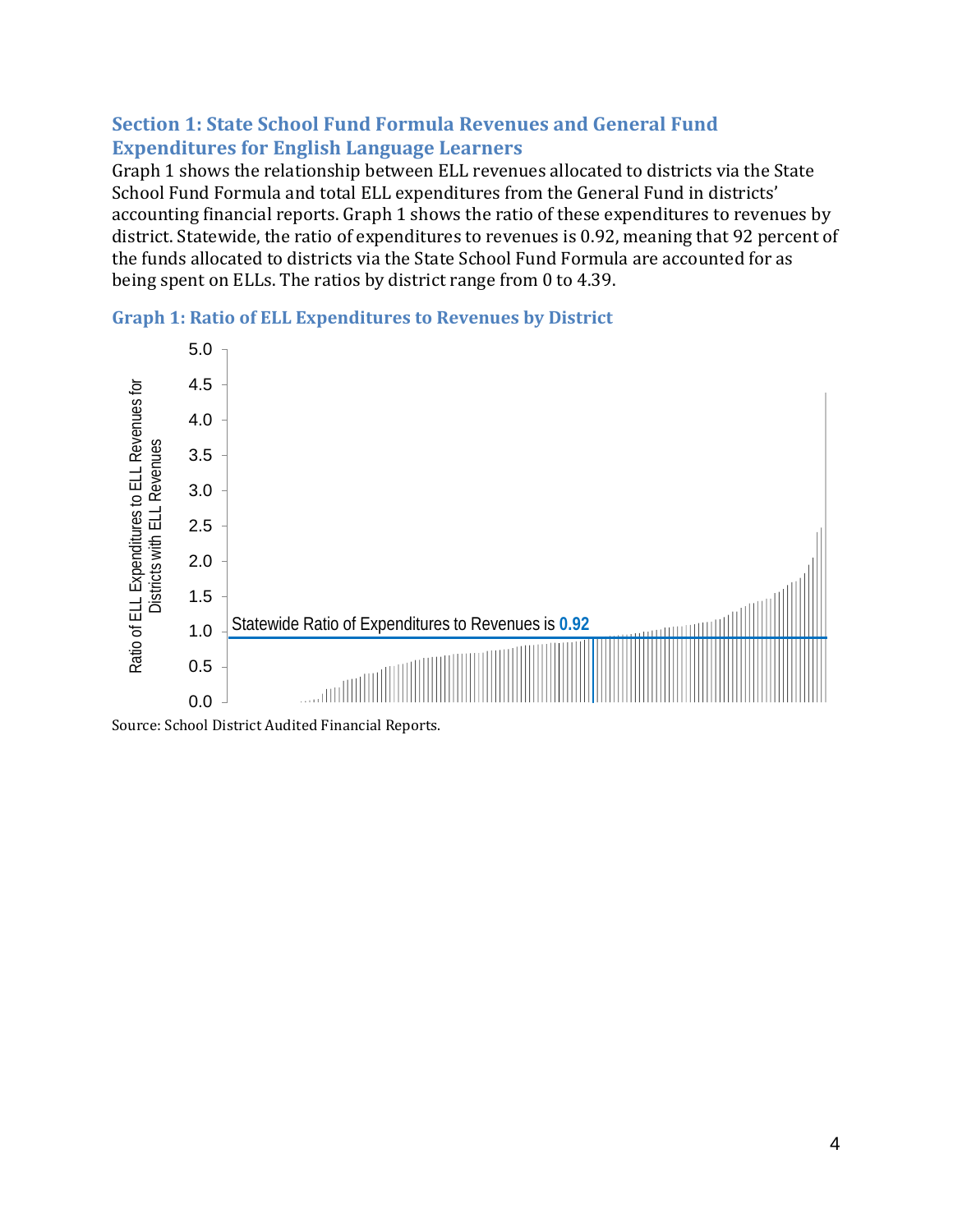## Section 1: State School Fund Formula Revenues and General Fund Expenditures for English Language Learners

Graph 1 shows the relationship between ELL revenues allocated to districts via the State School Fund Formula and total ELL expenditures from the General Fund in districts' accounting financial reports. Graph 1 shows the ratio of these expenditures to revenues by district. Statewide, the ratio of expenditures to revenues is 0.92, meaning that 92 percent of the funds allocated to districts via the State School Fund Formula are accounted for as being spent on ELLs. The ratios by district range from 0 to 4.39.

### Graph 1: Ratio of ELL Expenditures to Revenues by District

Source: School District Audited Financial Reports.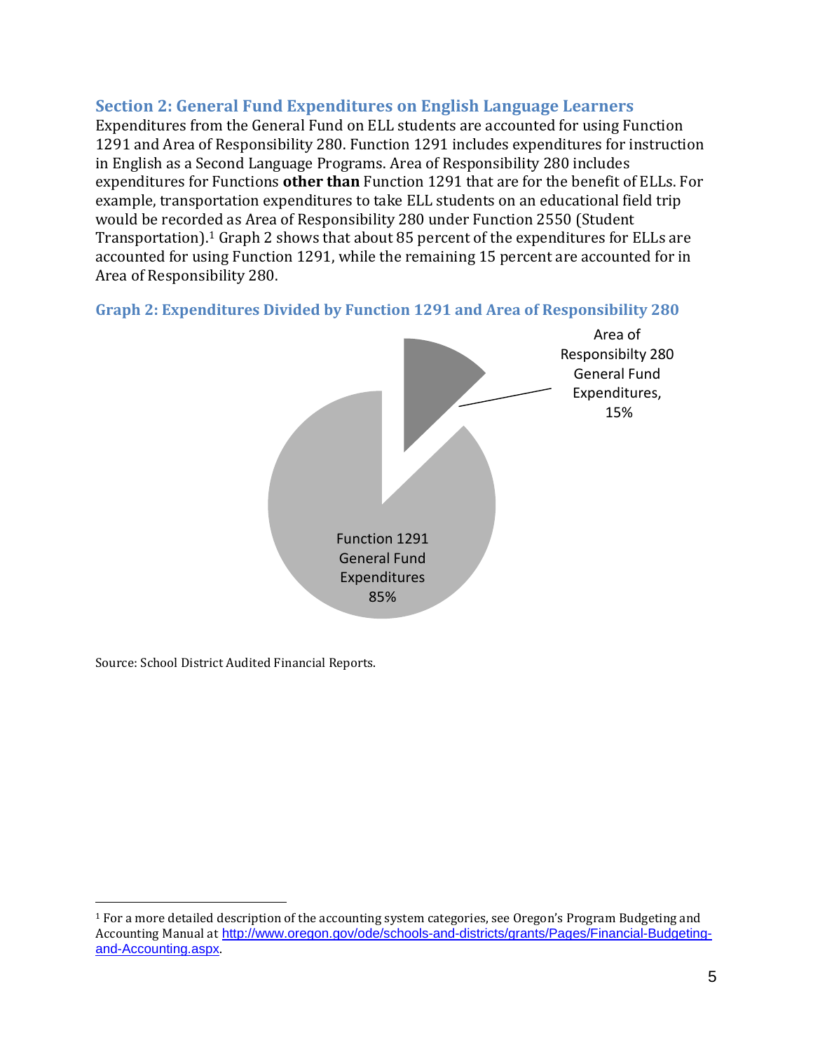## Section 2: General Fund Expenditures on English Language Learners

Expenditures from the General Fund on ELL students are accounted for using Function 1291 and Area of Responsibility 280. Function 1291 includes expenditures for instruction in English as a Second Language Programs. Area of Responsibility 280 includes expenditures for Functions **other than** Function 1291 that are for the benefit of ELLs. For example, transportation expenditures to take ELL students on an educational field trip would be recorded as Area of Responsibility 280 under Function 2550 (Student Transportation).[1] Graph 2 shows that about 85 percent of the expenditures for ELLs are accounted for using Function 1291, while the remaining 15 percent are accounted for in Area of Responsibility 280.

### Graph 2: Expenditures Divided by Function 1291 and Area of Responsibility 280

Area of Responsibilty 280 General Fund Expenditures, 15%

Function 1291 General Fund Expenditures 85%

Source: School District Audited Financial Reports.

---

[1] For a more detailed description of the accounting system categories, see Oregon's Program Budgeting and Accounting Manual at http://www.oregon.gov/ode/schools-and-districts/grants/Pages/Financial-Budgeting-and-Accounting.aspx.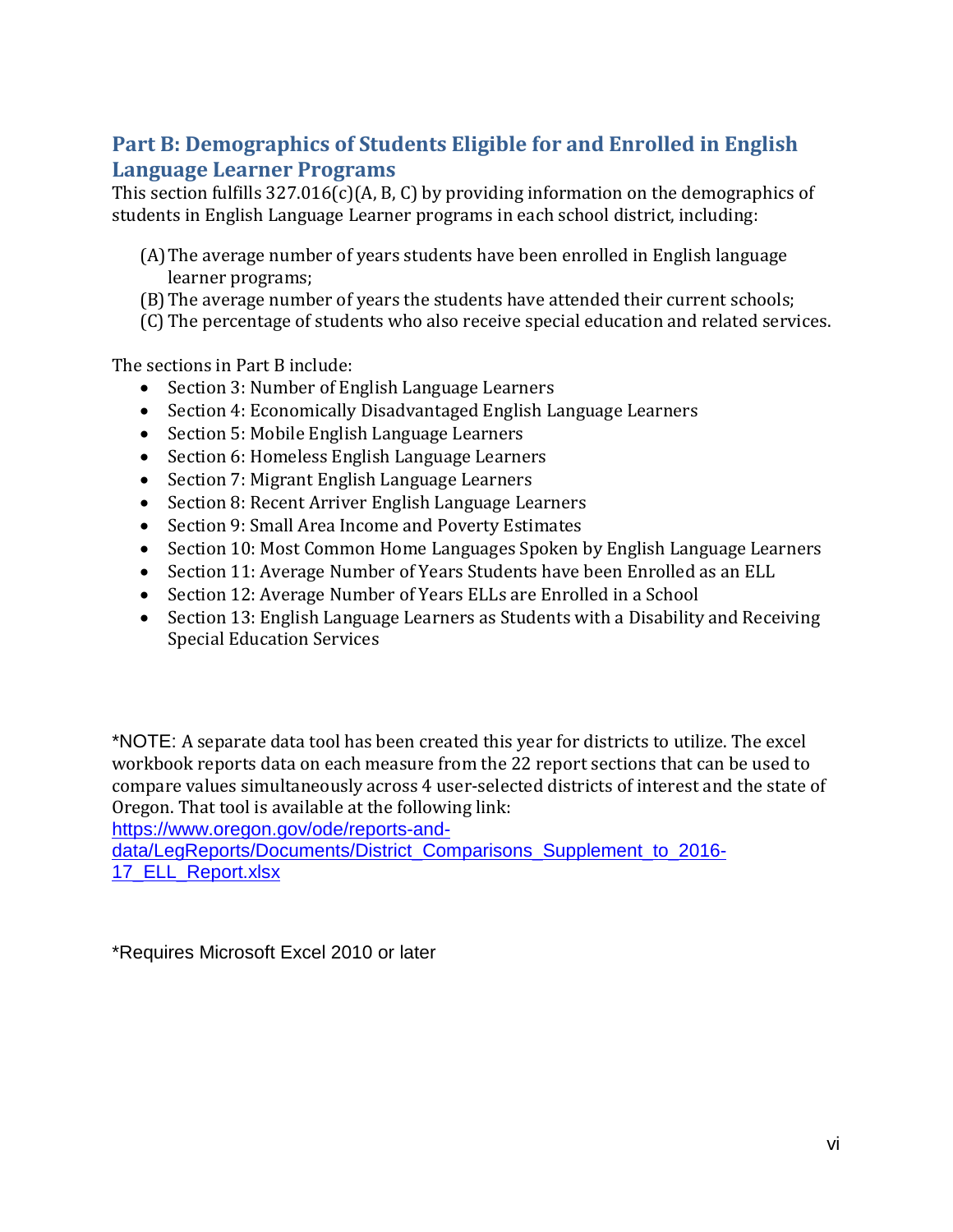## Part B: Demographics of Students Eligible for and Enrolled in English Language Learner Programs

This section fulfills 327.016(c)(A, B, C) by providing information on the demographics of students in English Language Learner programs in each school district, including:

(A) The average number of years students have been enrolled in English language learner programs;
(B) The average number of years the students have attended their current schools;
(C) The percentage of students who also receive special education and related services.

The sections in Part B include:

- Section 3: Number of English Language Learners
- Section 4: Economically Disadvantaged English Language Learners
- Section 5: Mobile English Language Learners
- Section 6: Homeless English Language Learners
- Section 7: Migrant English Language Learners
- Section 8: Recent Arriver English Language Learners
- Section 9: Small Area Income and Poverty Estimates
- Section 10: Most Common Home Languages Spoken by English Language Learners
- Section 11: Average Number of Years Students have been Enrolled as an ELL
- Section 12: Average Number of Years ELLs are Enrolled in a School
- Section 13: English Language Learners as Students with a Disability and Receiving Special Education Services

*NOTE: A separate data tool has been created this year for districts to utilize. The excel workbook reports data on each measure from the 22 report sections that can be used to compare values simultaneously across 4 user-selected districts of interest and the state of Oregon. That tool is available at the following link: https://www.oregon.gov/ode/reports-and-data/LegReports/Documents/District_Comparisons_Supplement_to_2016-17_ELL_Report.xlsx

*Requires Microsoft Excel 2010 or later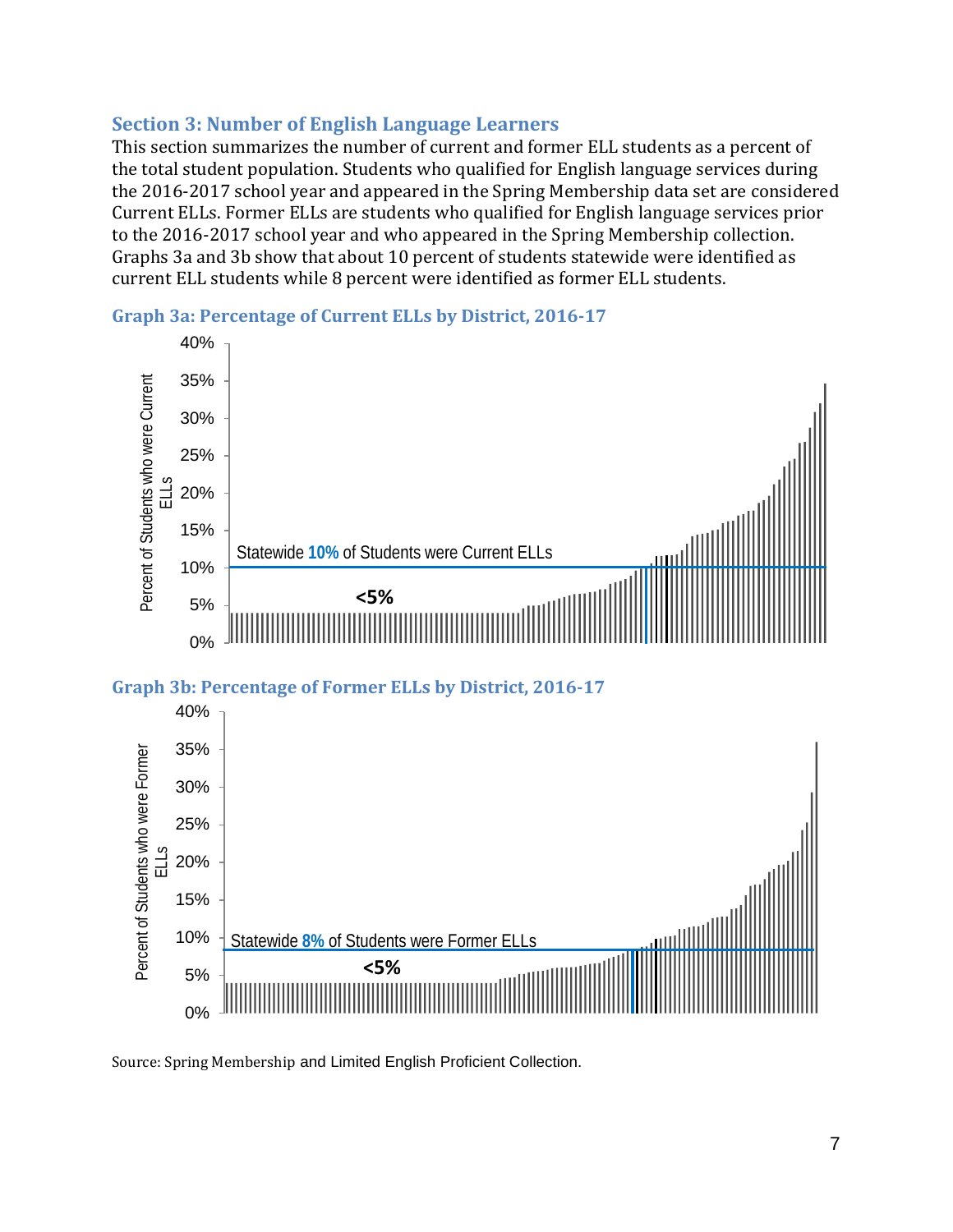## Section 3: Number of English Language Learners

This section summarizes the number of current and former ELL students as a percent of the total student population. Students who qualified for English language services during the 2016-2017 school year and appeared in the Spring Membership data set are considered Current ELLs. Former ELLs are students who qualified for English language services prior to the 2016-2017 school year and who appeared in the Spring Membership collection. Graphs 3a and 3b show that about 10 percent of students statewide were identified as current ELL students while 8 percent were identified as former ELL students.

### Graph 3a: Percentage of Current ELLs by District, 2016-17

### Graph 3b: Percentage of Former ELLs by District, 2016-17

Source: Spring Membership and Limited English Proficient Collection.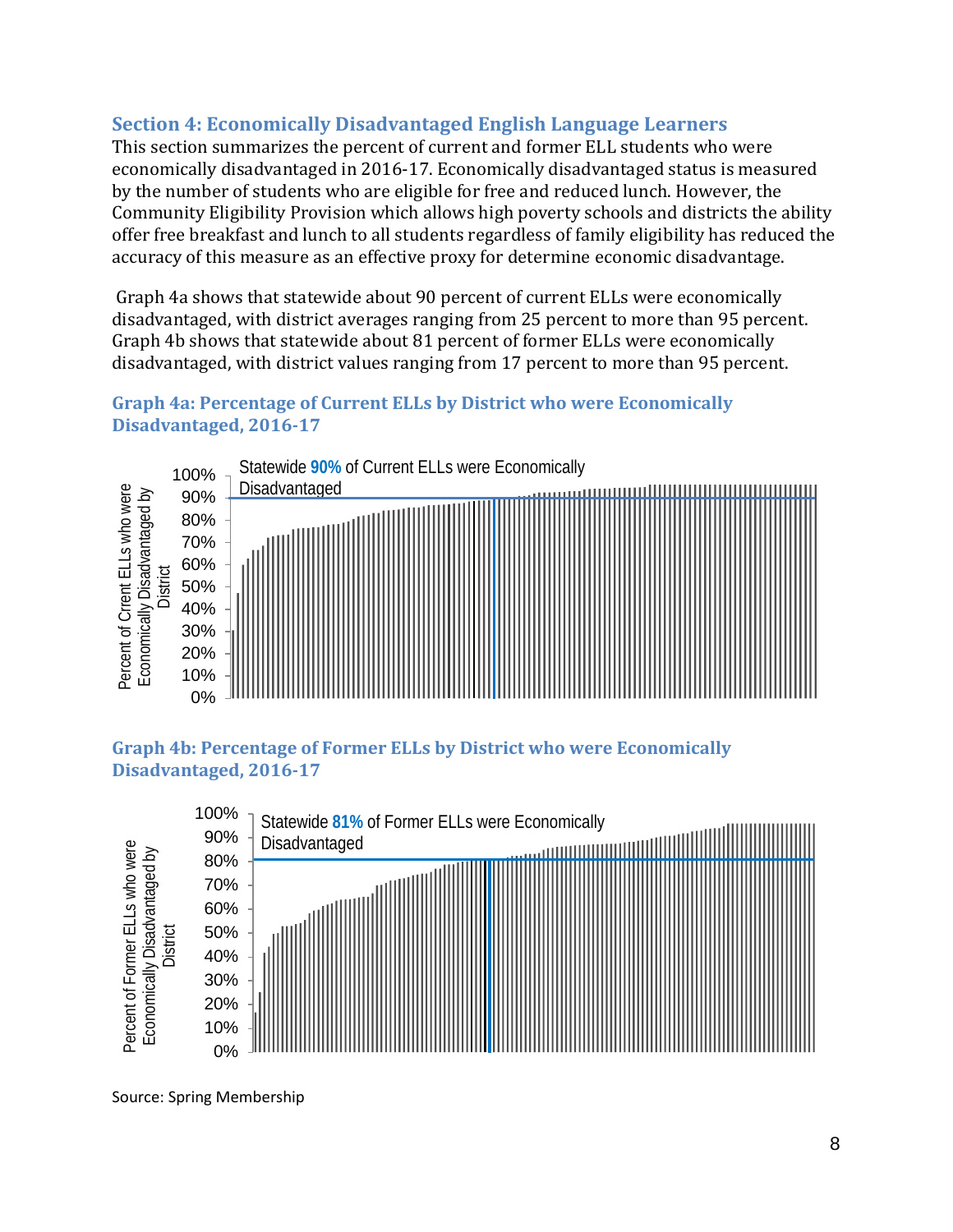## Section 4: Economically Disadvantaged English Language Learners

This section summarizes the percent of current and former ELL students who were economically disadvantaged in 2016-17. Economically disadvantaged status is measured by the number of students who are eligible for free and reduced lunch. However, the Community Eligibility Provision which allows high poverty schools and districts the ability offer free breakfast and lunch to all students regardless of family eligibility has reduced the accuracy of this measure as an effective proxy for determine economic disadvantage.

Graph 4a shows that statewide about 90 percent of current ELLs were economically disadvantaged, with district averages ranging from 25 percent to more than 95 percent. Graph 4b shows that statewide about 81 percent of former ELLs were economically disadvantaged, with district values ranging from 17 percent to more than 95 percent.

### Graph 4a: Percentage of Current ELLs by District who were Economically Disadvantaged, 2016-17

Statewide **90%** of Current ELLs were Economically Disadvantaged

Percent of Crrent ELLs who were Economically Disadvantaged by District

100%
90%
80%
70%
60%
50%
40%
30%
20%
10%
0%

### Graph 4b: Percentage of Former ELLs by District who were Economically Disadvantaged, 2016-17

Statewide **81%** of Former ELLs were Economically Disadvantaged

Percent of Former ELLs who were Economically Disadvantaged by District

100%
90%
80%
70%
60%
50%
40%
30%
20%
10%
0%

Source: Spring Membership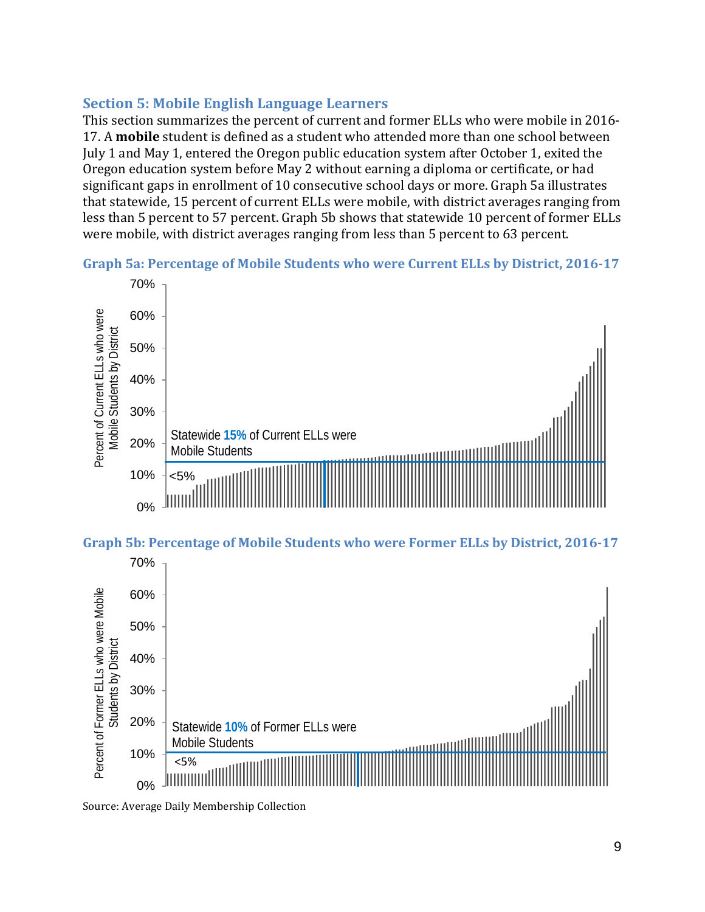## Section 5: Mobile English Language Learners

This section summarizes the percent of current and former ELLs who were mobile in 2016-17. A **mobile** student is defined as a student who attended more than one school between July 1 and May 1, entered the Oregon public education system after October 1, exited the Oregon education system before May 2 without earning a diploma or certificate, or had significant gaps in enrollment of 10 consecutive school days or more. Graph 5a illustrates that statewide, 15 percent of current ELLs were mobile, with district averages ranging from less than 5 percent to 57 percent. Graph 5b shows that statewide 10 percent of former ELLs were mobile, with district averages ranging from less than 5 percent to 63 percent.

### Graph 5a: Percentage of Mobile Students who were Current ELLs by District, 2016-17

Percent of Current ELLs who were Mobile Students by District

Statewide **15%** of Current ELLs were Mobile Students

<5%

### Graph 5b: Percentage of Mobile Students who were Former ELLs by District, 2016-17

Percent of Former ELLs who were Mobile Students by District

Statewide **10%** of Former ELLs were Mobile Students

<5%

Source: Average Daily Membership Collection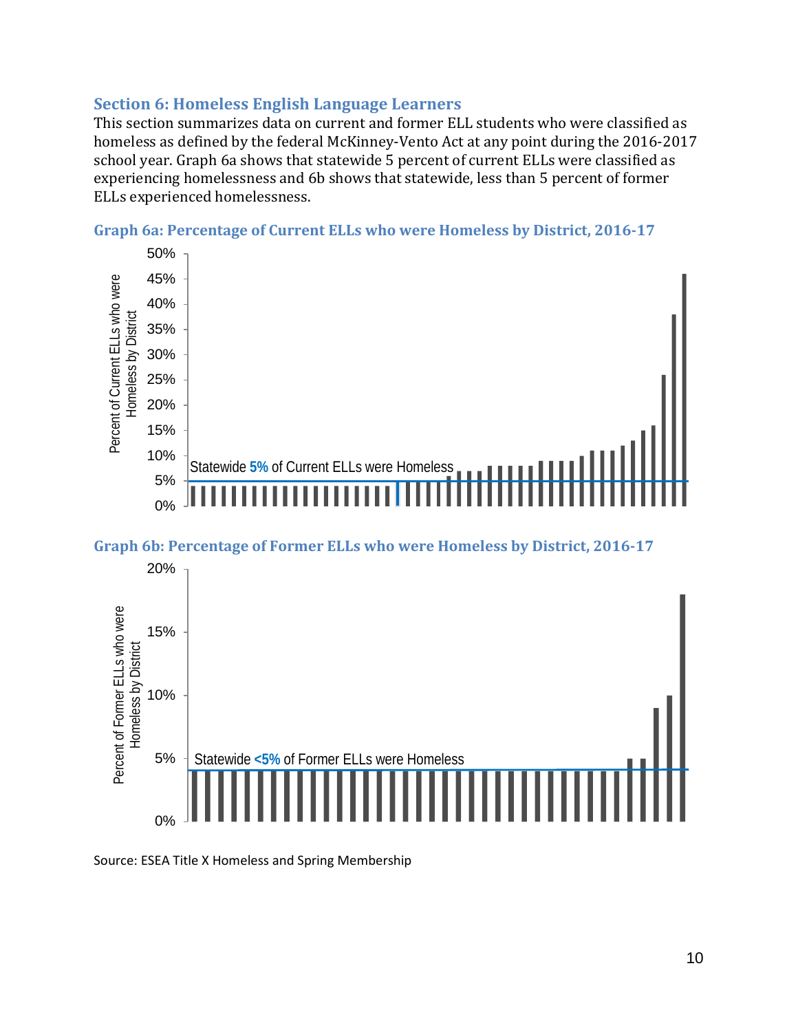## Section 6: Homeless English Language Learners

This section summarizes data on current and former ELL students who were classified as homeless as defined by the federal McKinney-Vento Act at any point during the 2016-2017 school year. Graph 6a shows that statewide 5 percent of current ELLs were classified as experiencing homelessness and 6b shows that statewide, less than 5 percent of former ELLs experienced homelessness.

### Graph 6a: Percentage of Current ELLs who were Homeless by District, 2016-17

Percent of Current ELLs who were Homeless by District

Statewide **5%** of Current ELLs were Homeless

### Graph 6b: Percentage of Former ELLs who were Homeless by District, 2016-17

Percent of Former ELLs who were Homeless by District

Statewide **<5%** of Former ELLs were Homeless

Source: ESEA Title X Homeless and Spring Membership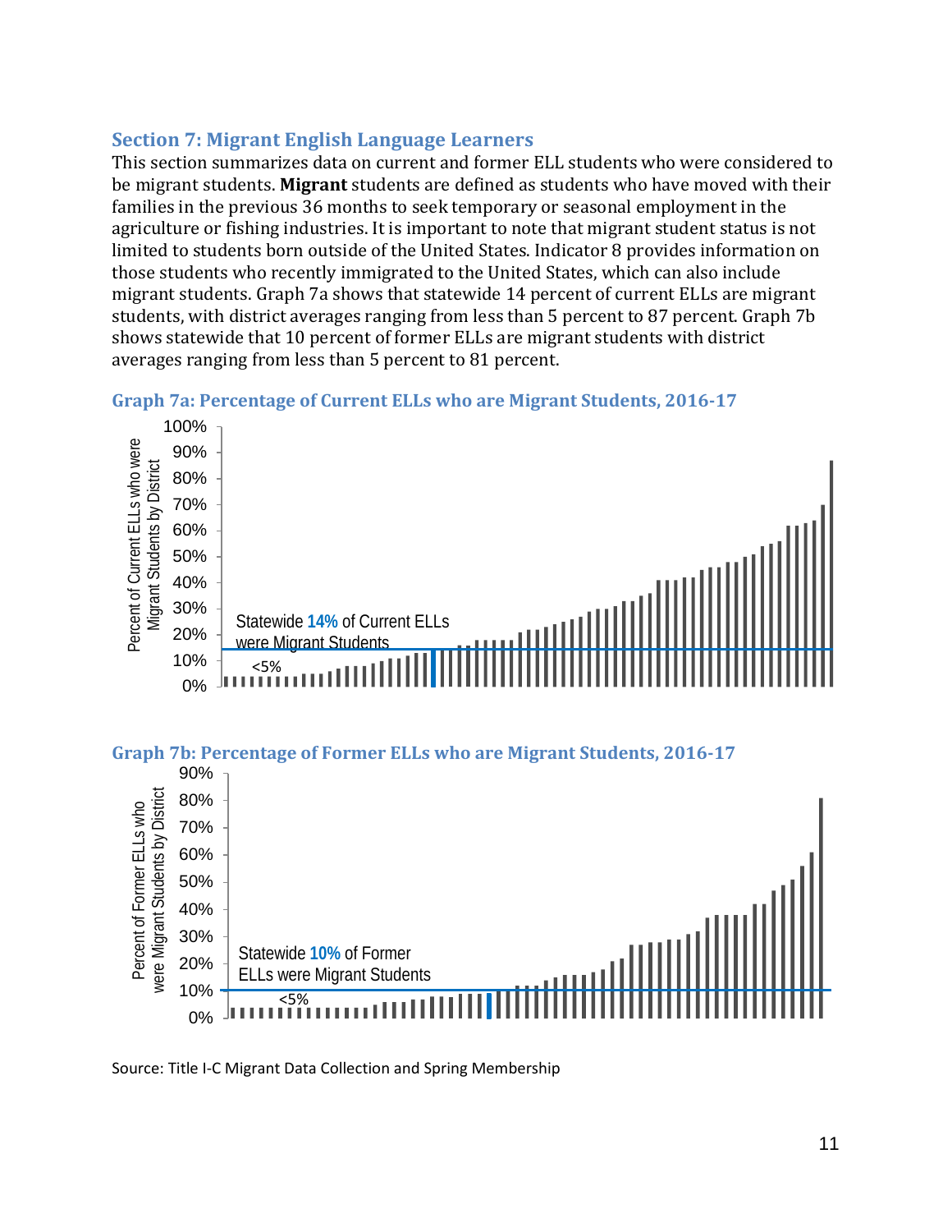## Section 7: Migrant English Language Learners

This section summarizes data on current and former ELL students who were considered to be migrant students. **Migrant** students are defined as students who have moved with their families in the previous 36 months to seek temporary or seasonal employment in the agriculture or fishing industries. It is important to note that migrant student status is not limited to students born outside of the United States. Indicator 8 provides information on those students who recently immigrated to the United States, which can also include migrant students. Graph 7a shows that statewide 14 percent of current ELLs are migrant students, with district averages ranging from less than 5 percent to 87 percent. Graph 7b shows statewide that 10 percent of former ELLs are migrant students with district averages ranging from less than 5 percent to 81 percent.

### Graph 7a: Percentage of Current ELLs who are Migrant Students, 2016-17

Percent of Current ELLs who were Migrant Students by District

Statewide 14% of Current ELLs were Migrant Students

<5%

### Graph 7b: Percentage of Former ELLs who are Migrant Students, 2016-17

Percent of Former ELLs who were Migrant Students by District

Statewide 10% of Former ELLs were Migrant Students

<5%

Source: Title I-C Migrant Data Collection and Spring Membership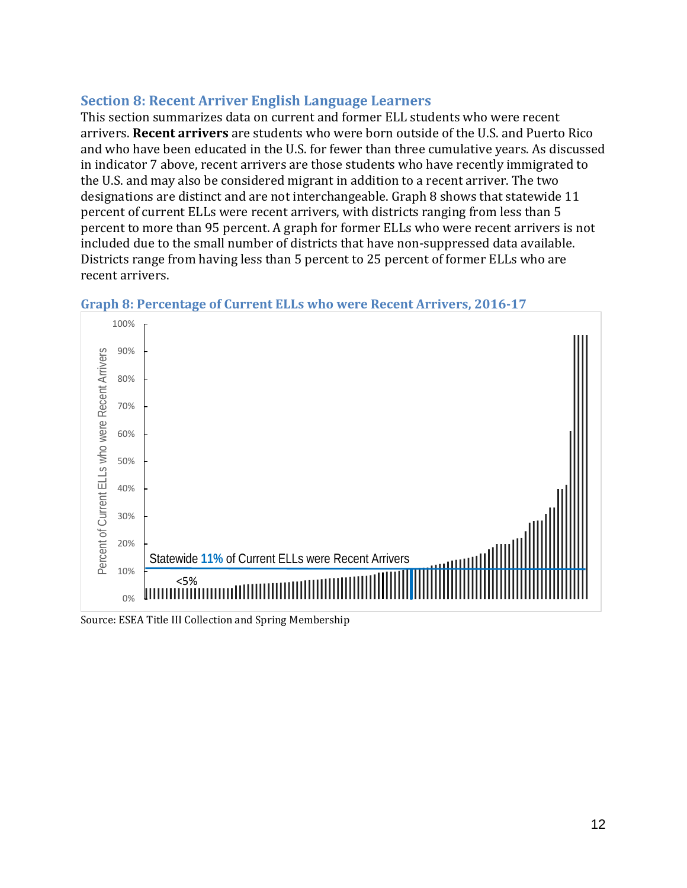## Section 8: Recent Arriver English Language Learners

This section summarizes data on current and former ELL students who were recent arrivers. **Recent arrivers** are students who were born outside of the U.S. and Puerto Rico and who have been educated in the U.S. for fewer than three cumulative years. As discussed in indicator 7 above, recent arrivers are those students who have recently immigrated to the U.S. and may also be considered migrant in addition to a recent arriver. The two designations are distinct and are not interchangeable. Graph 8 shows that statewide 11 percent of current ELLs were recent arrivers, with districts ranging from less than 5 percent to more than 95 percent. A graph for former ELLs who were recent arrivers is not included due to the small number of districts that have non-suppressed data available. Districts range from having less than 5 percent to 25 percent of former ELLs who are recent arrivers.

### Graph 8: Percentage of Current ELLs who were Recent Arrivers, 2016-17

Statewide 11% of Current ELLs were Recent Arrivers

Source: ESEA Title III Collection and Spring Membership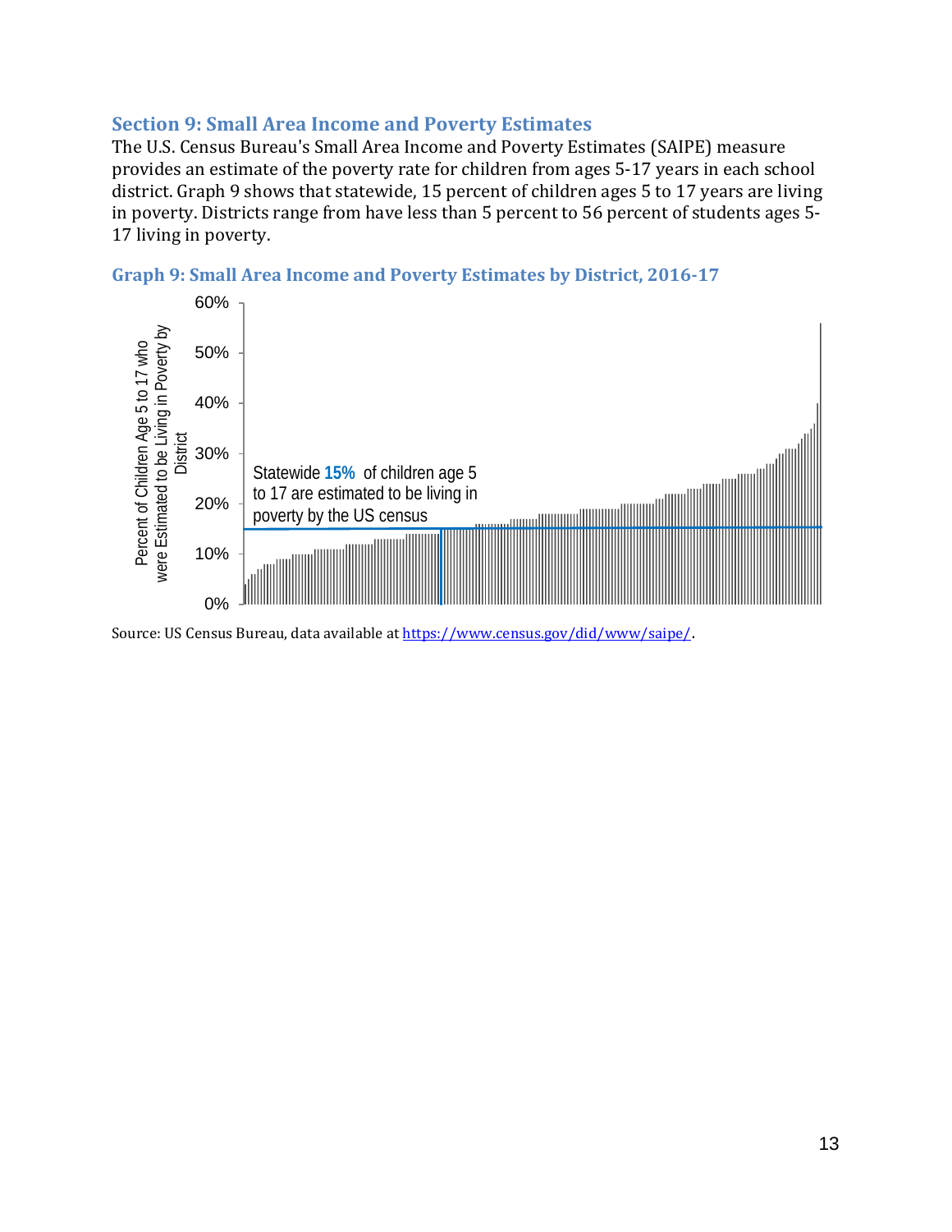## Section 9: Small Area Income and Poverty Estimates

The U.S. Census Bureau's Small Area Income and Poverty Estimates (SAIPE) measure provides an estimate of the poverty rate for children from ages 5-17 years in each school district. Graph 9 shows that statewide, 15 percent of children ages 5 to 17 years are living in poverty. Districts range from have less than 5 percent to 56 percent of students ages 5-17 living in poverty.

### Graph 9: Small Area Income and Poverty Estimates by District, 2016-17

Percent of Children Age 5 to 17 who were Estimated to be Living in Poverty by District

60%
50%
40%
30%
20%
10%
0%

Statewide **15%** of children age 5 to 17 are estimated to be living in poverty by the US census

Source: US Census Bureau, data available at [https://www.census.gov/did/www/saipe/](https://www.census.gov/did/www/saipe/).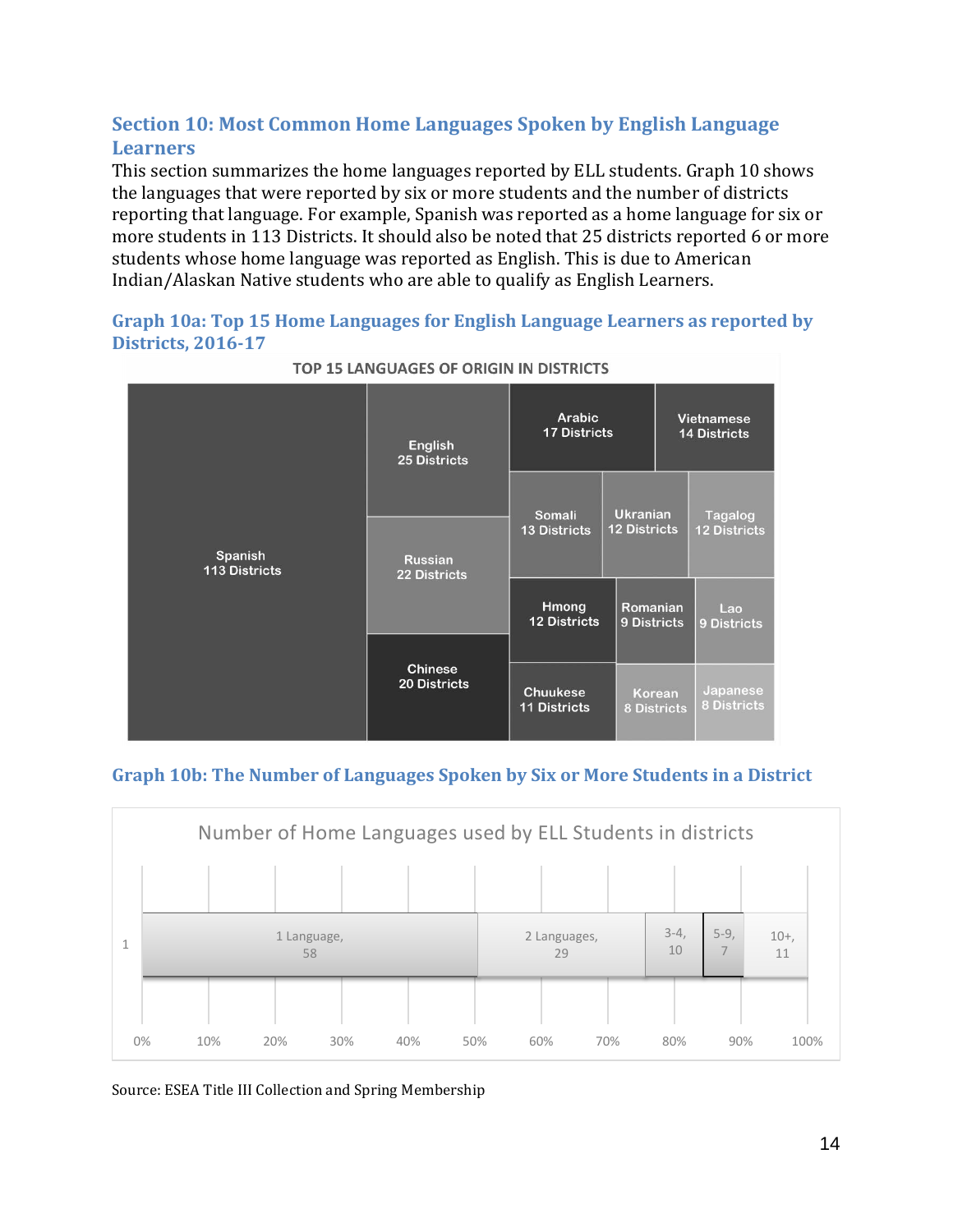## Section 10: Most Common Home Languages Spoken by English Language Learners

This section summarizes the home languages reported by ELL students. Graph 10 shows the languages that were reported by six or more students and the number of districts reporting that language. For example, Spanish was reported as a home language for six or more students in 113 Districts. It should also be noted that 25 districts reported 6 or more students whose home language was reported as English. This is due to American Indian/Alaskan Native students who are able to qualify as English Learners.

### Graph 10a: Top 15 Home Languages for English Language Learners as reported by Districts, 2016-17

TOP 15 LANGUAGES OF ORIGIN IN DISTRICTS

| Language | Districts |
|---|---|
| Spanish | 113 Districts |
| English | 25 Districts |
| Russian | 22 Districts |
| Chinese | 20 Districts |
| Arabic | 17 Districts |
| Vietnamese | 14 Districts |
| Somali | 13 Districts |
| Ukranian | 12 Districts |
| Tagalog | 12 Districts |
| Hmong | 12 Districts |
| Romanian | 9 Districts |
| Lao | 9 Districts |
| Chuukese | 11 Districts |
| Korean | 8 Districts |
| Japanese | 8 Districts |

### Graph 10b: The Number of Languages Spoken by Six or More Students in a District

Number of Home Languages used by ELL Students in districts

| Number of Languages | Districts |
|---|---|
| 1 Language | 58 |
| 2 Languages | 29 |
| 3-4 | 10 |
| 5-9 | 7 |
| 10+ | 11 |

Source: ESEA Title III Collection and Spring Membership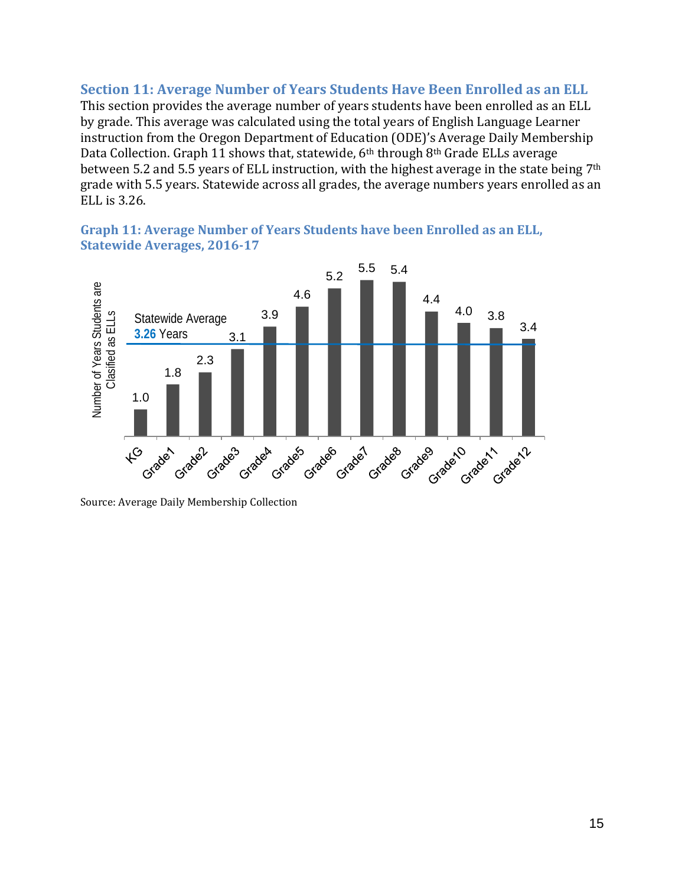## Section 11: Average Number of Years Students Have Been Enrolled as an ELL

This section provides the average number of years students have been enrolled as an ELL by grade. This average was calculated using the total years of English Language Learner instruction from the Oregon Department of Education (ODE)'s Average Daily Membership Data Collection. Graph 11 shows that, statewide, 6th through 8th Grade ELLs average between 5.2 and 5.5 years of ELL instruction, with the highest average in the state being 7th grade with 5.5 years. Statewide across all grades, the average numbers years enrolled as an ELL is 3.26.

### Graph 11: Average Number of Years Students have been Enrolled as an ELL, Statewide Averages, 2016-17

| Grade | Number of Years Students are Clasified as ELLs |
|---|---|
| KG | 1.0 |
| Grade1 | 1.8 |
| Grade2 | 2.3 |
| Grade3 | 3.1 |
| Grade4 | 3.9 |
| Grade5 | 4.6 |
| Grade6 | 5.2 |
| Grade7 | 5.5 |
| Grade8 | 5.4 |
| Grade9 | 4.4 |
| Grade10 | 4.0 |
| Grade11 | 3.8 |
| Grade12 | 3.4 |

Statewide Average 3.26 Years

Source: Average Daily Membership Collection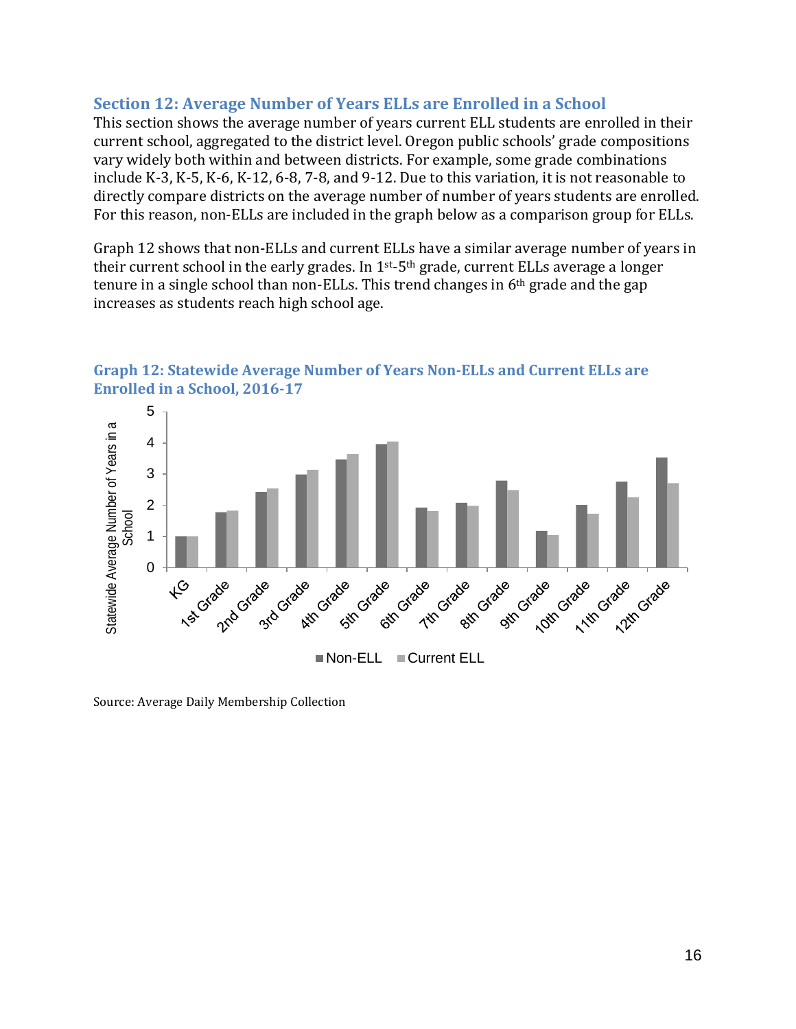## Section 12: Average Number of Years ELLs are Enrolled in a School

This section shows the average number of years current ELL students are enrolled in their current school, aggregated to the district level. Oregon public schools' grade compositions vary widely both within and between districts. For example, some grade combinations include K-3, K-5, K-6, K-12, 6-8, 7-8, and 9-12. Due to this variation, it is not reasonable to directly compare districts on the average number of number of years students are enrolled. For this reason, non-ELLs are included in the graph below as a comparison group for ELLs.

Graph 12 shows that non-ELLs and current ELLs have a similar average number of years in their current school in the early grades. In 1st-5th grade, current ELLs average a longer tenure in a single school than non-ELLs. This trend changes in 6th grade and the gap increases as students reach high school age.

### Graph 12: Statewide Average Number of Years Non-ELLs and Current ELLs are Enrolled in a School, 2016-17

Source: Average Daily Membership Collection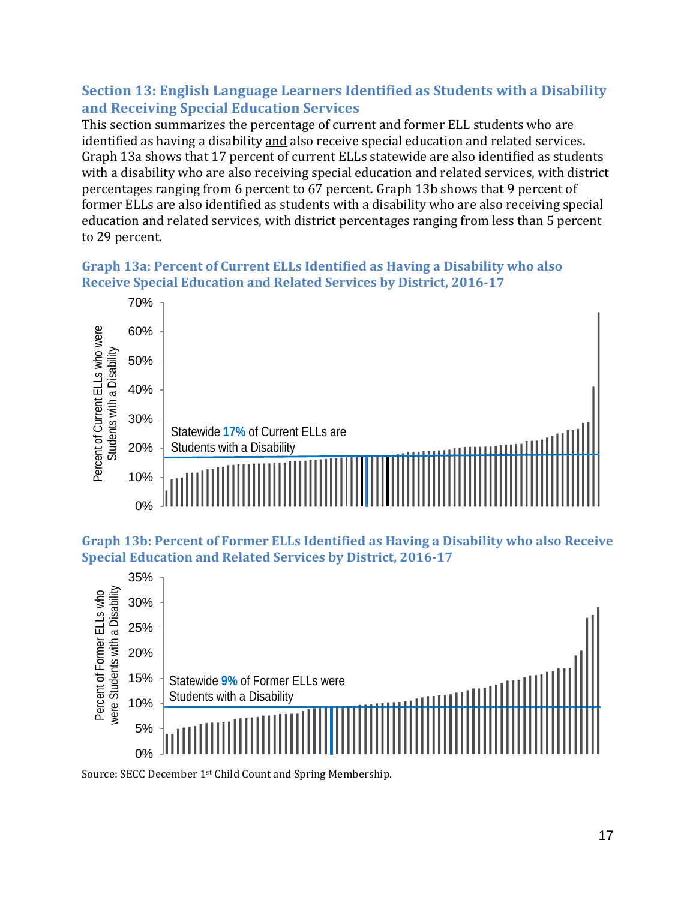## Section 13: English Language Learners Identified as Students with a Disability and Receiving Special Education Services

This section summarizes the percentage of current and former ELL students who are identified as having a disability and also receive special education and related services. Graph 13a shows that 17 percent of current ELLs statewide are also identified as students with a disability who are also receiving special education and related services, with district percentages ranging from 6 percent to 67 percent. Graph 13b shows that 9 percent of former ELLs are also identified as students with a disability who are also receiving special education and related services, with district percentages ranging from less than 5 percent to 29 percent.

### Graph 13a: Percent of Current ELLs Identified as Having a Disability who also Receive Special Education and Related Services by District, 2016-17

Percent of Current ELLs who were Students with a Disability

Statewide **17%** of Current ELLs are Students with a Disability

### Graph 13b: Percent of Former ELLs Identified as Having a Disability who also Receive Special Education and Related Services by District, 2016-17

Percent of Former ELLs who were Students with a Disability

Statewide **9%** of Former ELLs were Students with a Disability

Source: SECC December 1st Child Count and Spring Membership.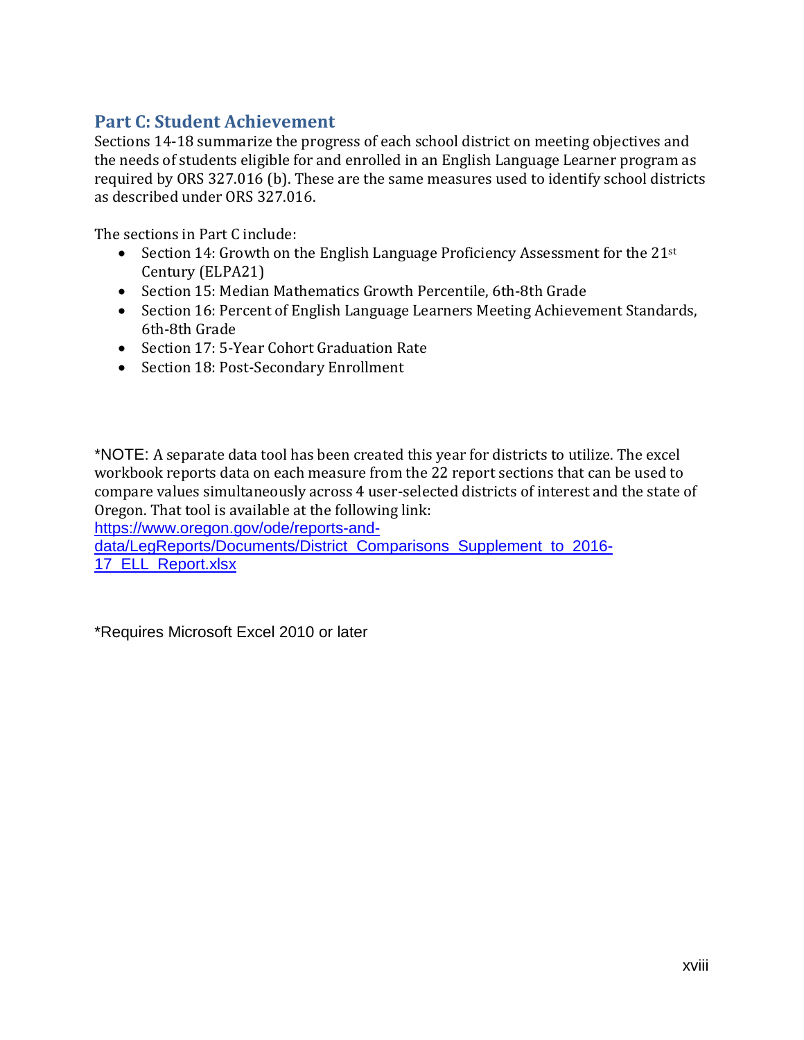## Part C: Student Achievement

Sections 14-18 summarize the progress of each school district on meeting objectives and the needs of students eligible for and enrolled in an English Language Learner program as required by ORS 327.016 (b). These are the same measures used to identify school districts as described under ORS 327.016.

The sections in Part C include:

- Section 14: Growth on the English Language Proficiency Assessment for the 21st Century (ELPA21)
- Section 15: Median Mathematics Growth Percentile, 6th-8th Grade
- Section 16: Percent of English Language Learners Meeting Achievement Standards, 6th-8th Grade
- Section 17: 5-Year Cohort Graduation Rate
- Section 18: Post-Secondary Enrollment

*NOTE: A separate data tool has been created this year for districts to utilize. The excel workbook reports data on each measure from the 22 report sections that can be used to compare values simultaneously across 4 user-selected districts of interest and the state of Oregon. That tool is available at the following link: https://www.oregon.gov/ode/reports-and-data/LegReports/Documents/District_Comparisons_Supplement_to_2016-17_ELL_Report.xlsx

*Requires Microsoft Excel 2010 or later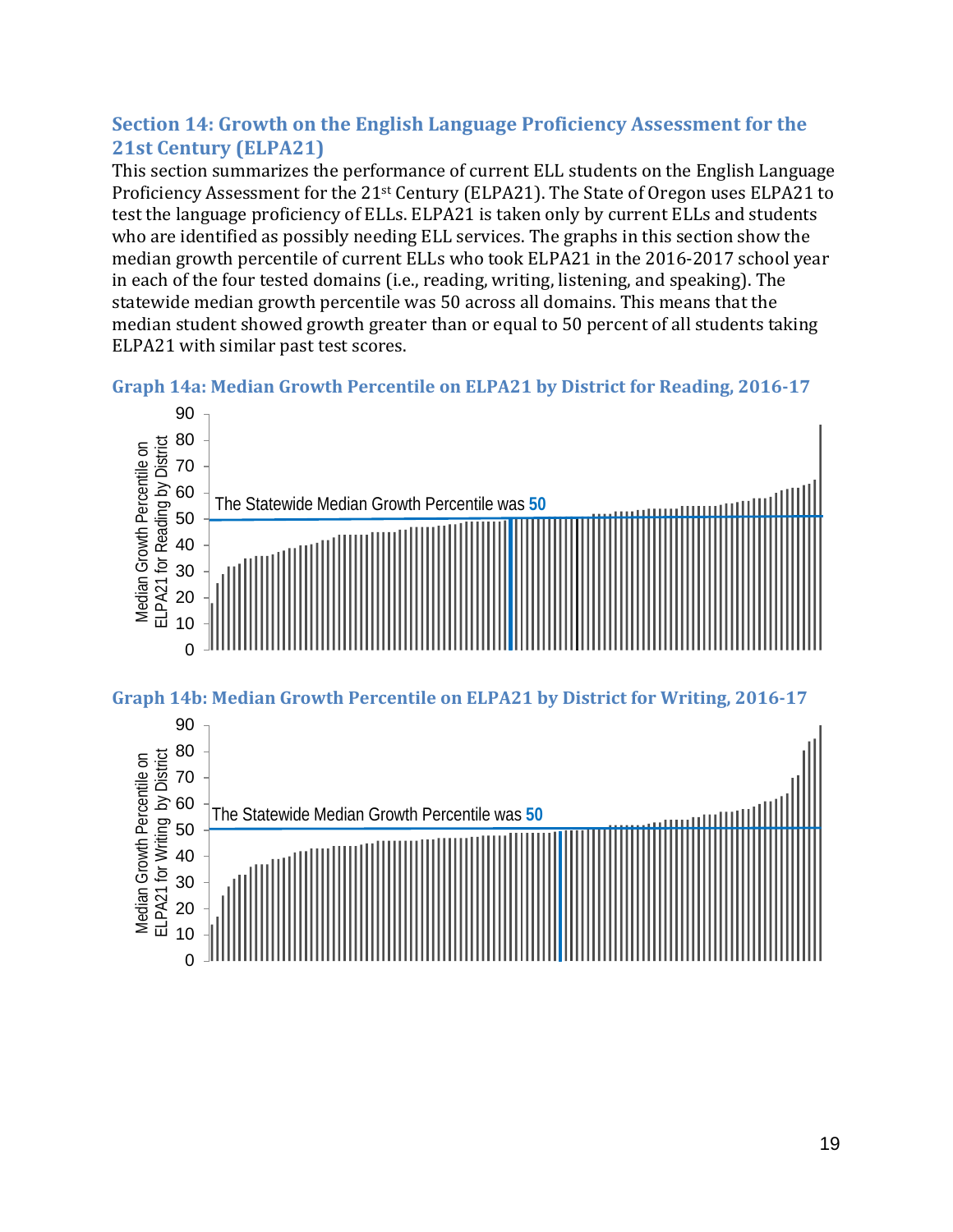## Section 14: Growth on the English Language Proficiency Assessment for the 21st Century (ELPA21)

This section summarizes the performance of current ELL students on the English Language Proficiency Assessment for the 21st Century (ELPA21). The State of Oregon uses ELPA21 to test the language proficiency of ELLs. ELPA21 is taken only by current ELLs and students who are identified as possibly needing ELL services. The graphs in this section show the median growth percentile of current ELLs who took ELPA21 in the 2016-2017 school year in each of the four tested domains (i.e., reading, writing, listening, and speaking). The statewide median growth percentile was 50 across all domains. This means that the median student showed growth greater than or equal to 50 percent of all students taking ELPA21 with similar past test scores.

### Graph 14a: Median Growth Percentile on ELPA21 by District for Reading, 2016-17

Y-axis: Median Growth Percentile on ELPA21 for Reading by District (0–90)

The Statewide Median Growth Percentile was **50**

### Graph 14b: Median Growth Percentile on ELPA21 by District for Writing, 2016-17

Y-axis: Median Growth Percentile on ELPA21 for Writing by District (0–90)

The Statewide Median Growth Percentile was **50**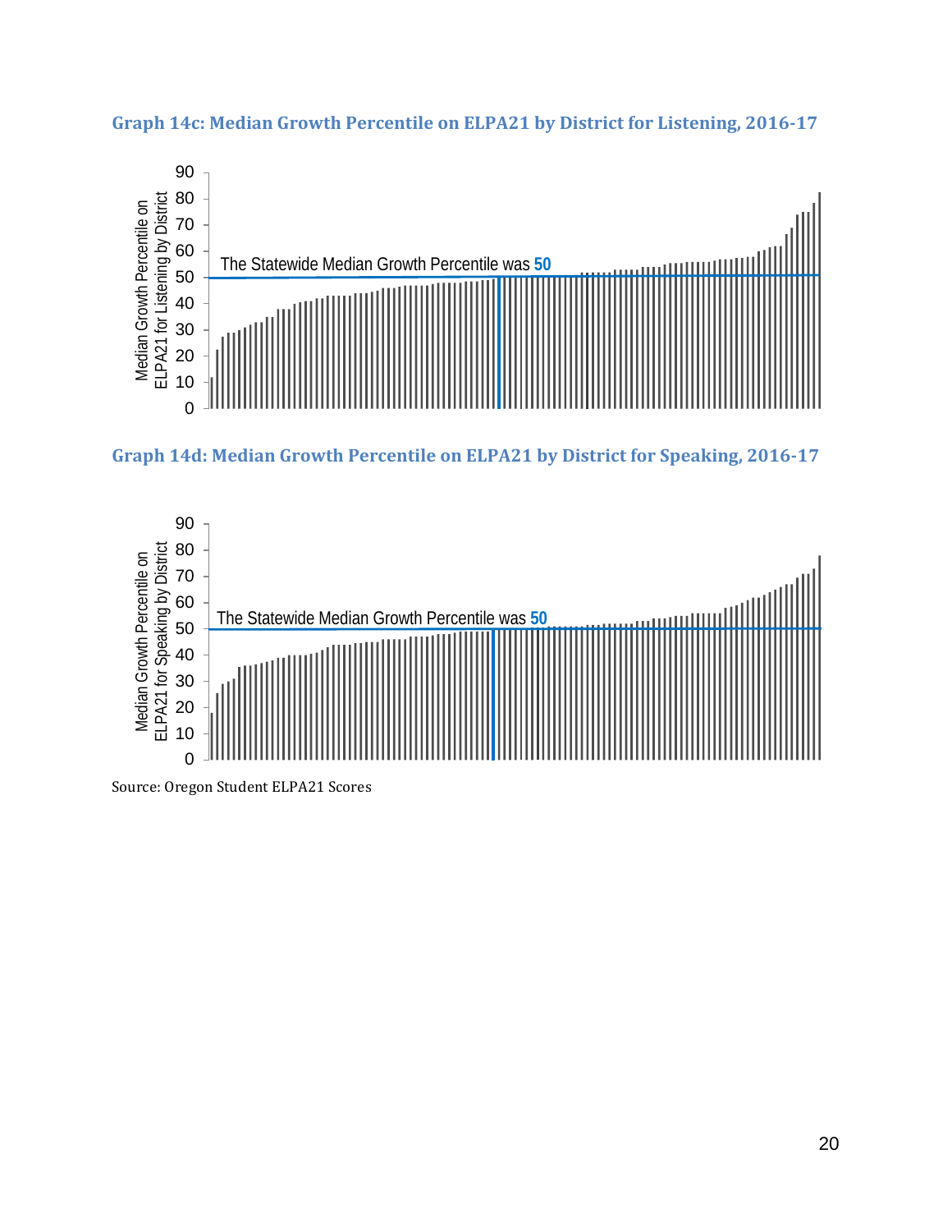### Graph 14c: Median Growth Percentile on ELPA21 by District for Listening, 2016-17

### Graph 14d: Median Growth Percentile on ELPA21 by District for Speaking, 2016-17

Source: Oregon Student ELPA21 Scores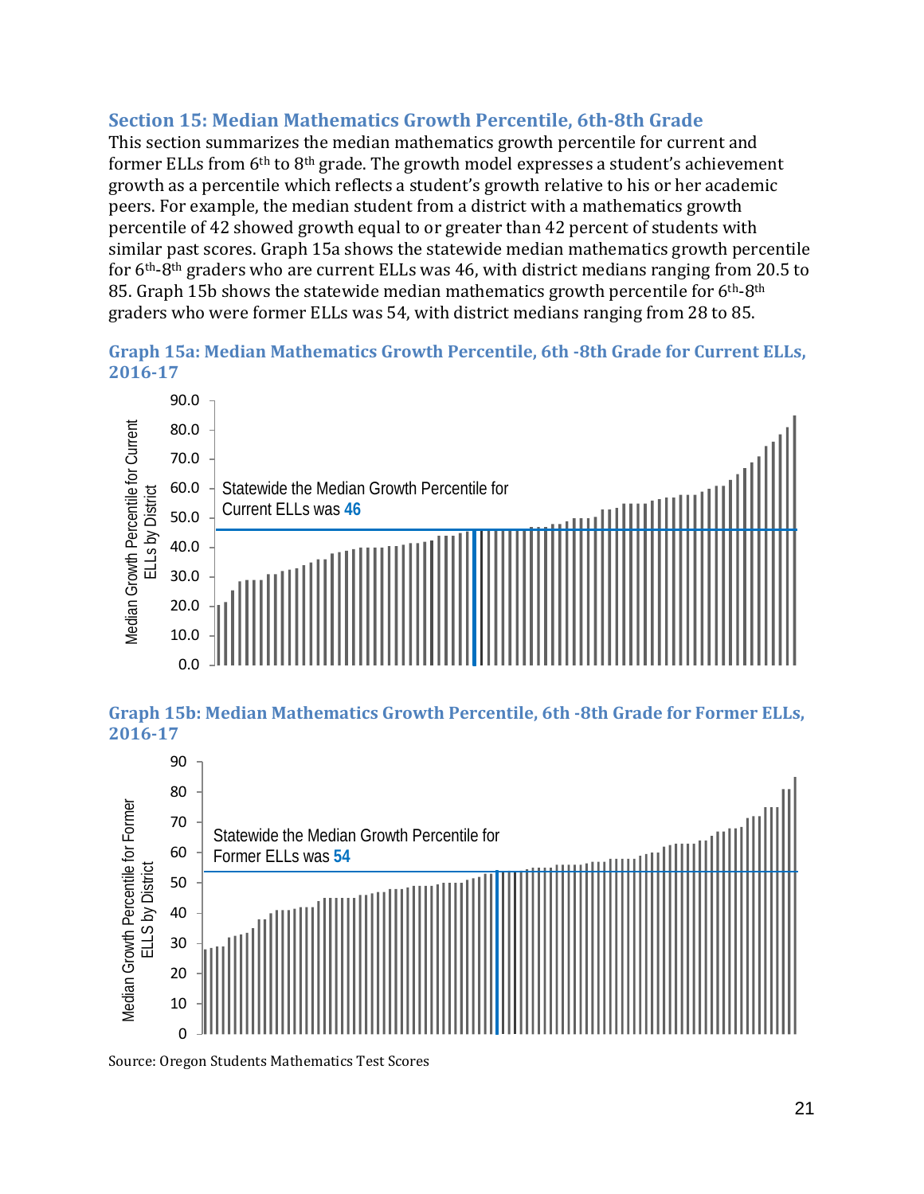## Section 15: Median Mathematics Growth Percentile, 6th-8th Grade

This section summarizes the median mathematics growth percentile for current and former ELLs from 6th to 8th grade. The growth model expresses a student's achievement growth as a percentile which reflects a student's growth relative to his or her academic peers. For example, the median student from a district with a mathematics growth percentile of 42 showed growth equal to or greater than 42 percent of students with similar past scores. Graph 15a shows the statewide median mathematics growth percentile for 6th-8th graders who are current ELLs was 46, with district medians ranging from 20.5 to 85. Graph 15b shows the statewide median mathematics growth percentile for 6th-8th graders who were former ELLs was 54, with district medians ranging from 28 to 85.

### Graph 15a: Median Mathematics Growth Percentile, 6th -8th Grade for Current ELLs, 2016-17

Statewide the Median Growth Percentile for Current ELLs was **46**

### Graph 15b: Median Mathematics Growth Percentile, 6th -8th Grade for Former ELLs, 2016-17

Statewide the Median Growth Percentile for Former ELLs was **54**

Source: Oregon Students Mathematics Test Scores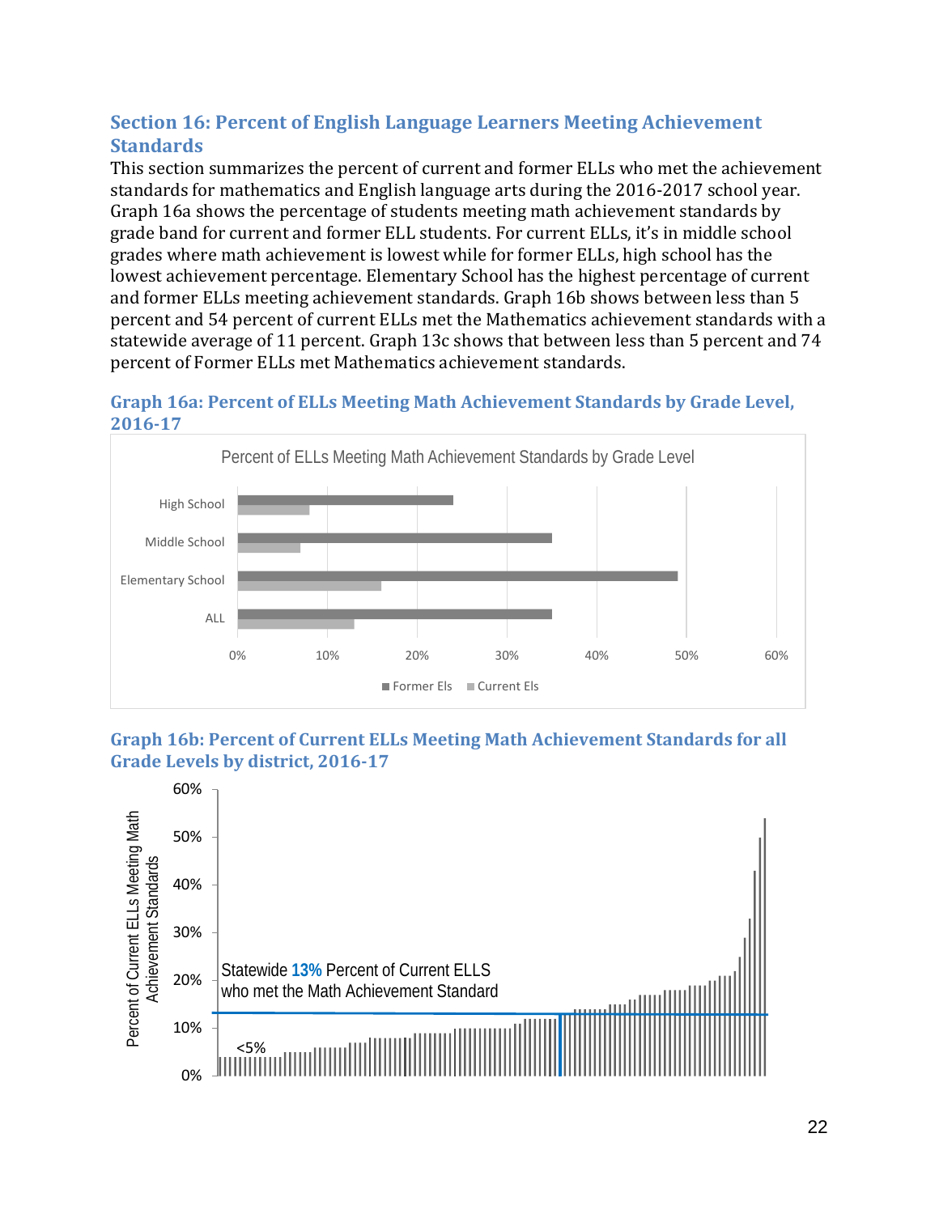## Section 16: Percent of English Language Learners Meeting Achievement Standards

This section summarizes the percent of current and former ELLs who met the achievement standards for mathematics and English language arts during the 2016-2017 school year. Graph 16a shows the percentage of students meeting math achievement standards by grade band for current and former ELL students. For current ELLs, it's in middle school grades where math achievement is lowest while for former ELLs, high school has the lowest achievement percentage. Elementary School has the highest percentage of current and former ELLs meeting achievement standards. Graph 16b shows between less than 5 percent and 54 percent of current ELLs met the Mathematics achievement standards with a statewide average of 11 percent. Graph 13c shows that between less than 5 percent and 74 percent of Former ELLs met Mathematics achievement standards.

### Graph 16a: Percent of ELLs Meeting Math Achievement Standards by Grade Level, 2016-17

Percent of ELLs Meeting Math Achievement Standards by Grade Level

| | Former Els | Current Els |
|---|---|---|
| High School | 24% | 8% |
| Middle School | 35% | 7% |
| Elementary School | 49% | 16% |
| ALL | 35% | 13% |

### Graph 16b: Percent of Current ELLs Meeting Math Achievement Standards for all Grade Levels by district, 2016-17

Percent of Current ELLs Meeting Math Achievement Standards

Statewide **13%** Percent of Current ELLS who met the Math Achievement Standard

<5%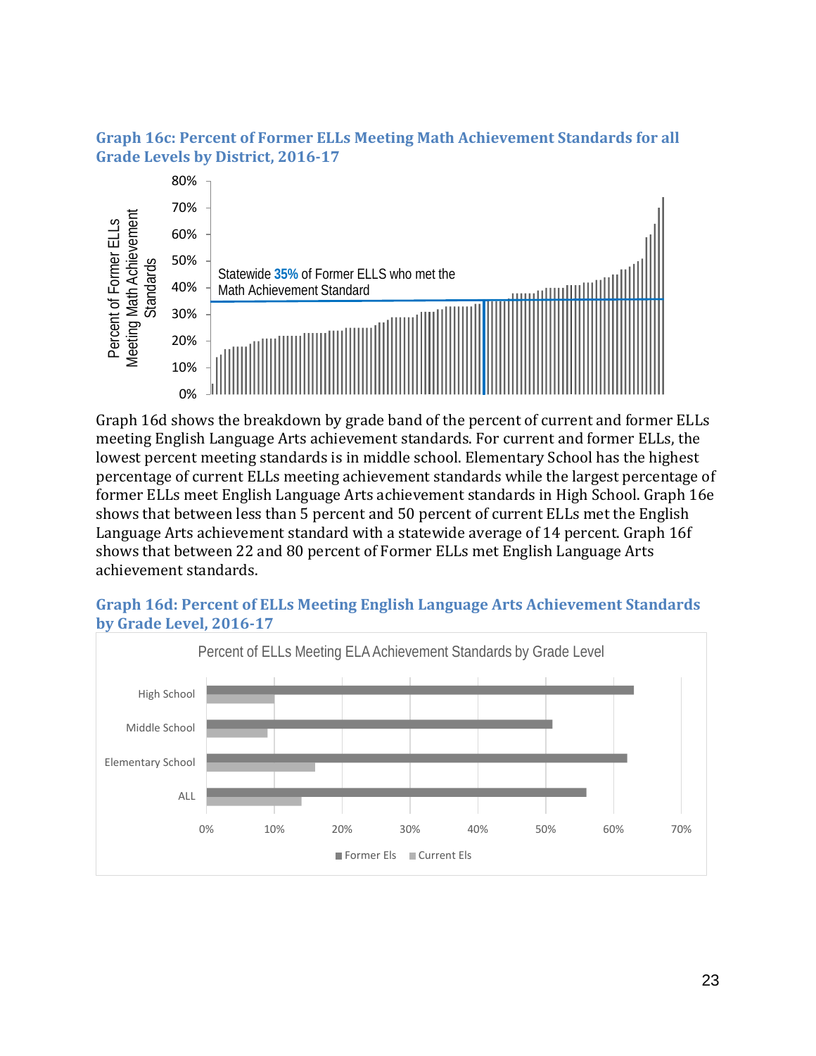### Graph 16c: Percent of Former ELLs Meeting Math Achievement Standards for all Grade Levels by District, 2016-17

Statewide 35% of Former ELLS who met the Math Achievement Standard

Graph 16d shows the breakdown by grade band of the percent of current and former ELLs meeting English Language Arts achievement standards. For current and former ELLs, the lowest percent meeting standards is in middle school. Elementary School has the highest percentage of current ELLs meeting achievement standards while the largest percentage of former ELLs meet English Language Arts achievement standards in High School. Graph 16e shows that between less than 5 percent and 50 percent of current ELLs met the English Language Arts achievement standard with a statewide average of 14 percent. Graph 16f shows that between 22 and 80 percent of Former ELLs met English Language Arts achievement standards.

### Graph 16d: Percent of ELLs Meeting English Language Arts Achievement Standards by Grade Level, 2016-17

Percent of ELLs Meeting ELA Achievement Standards by Grade Level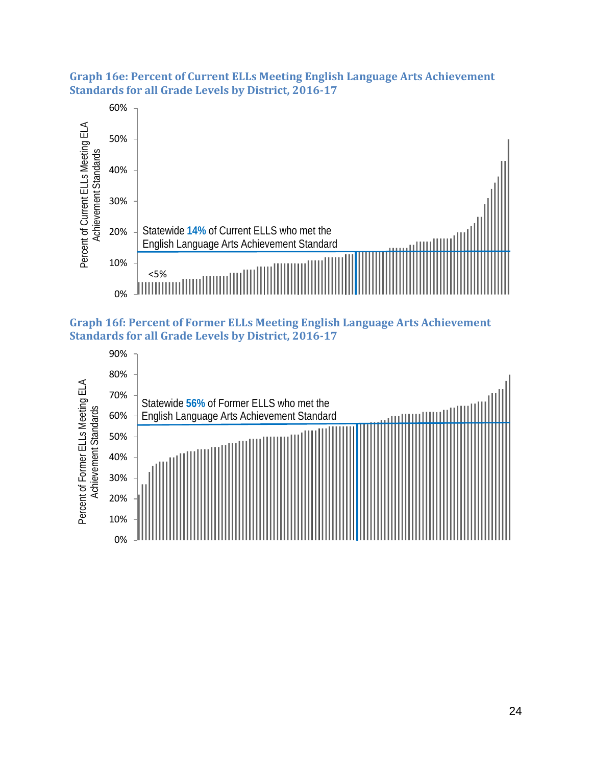### Graph 16e: Percent of Current ELLs Meeting English Language Arts Achievement Standards for all Grade Levels by District, 2016-17

Percent of Current ELLs Meeting ELA Achievement Standards

60%
50%
40%
30%
20%
10%
0%

Statewide **14%** of Current ELLS who met the English Language Arts Achievement Standard

<5%

### Graph 16f: Percent of Former ELLs Meeting English Language Arts Achievement Standards for all Grade Levels by District, 2016-17

Percent of Former ELLs Meeting ELA Achievement Standards

90%
80%
70%
60%
50%
40%
30%
20%
10%
0%

Statewide **56%** of Former ELLS who met the English Language Arts Achievement Standard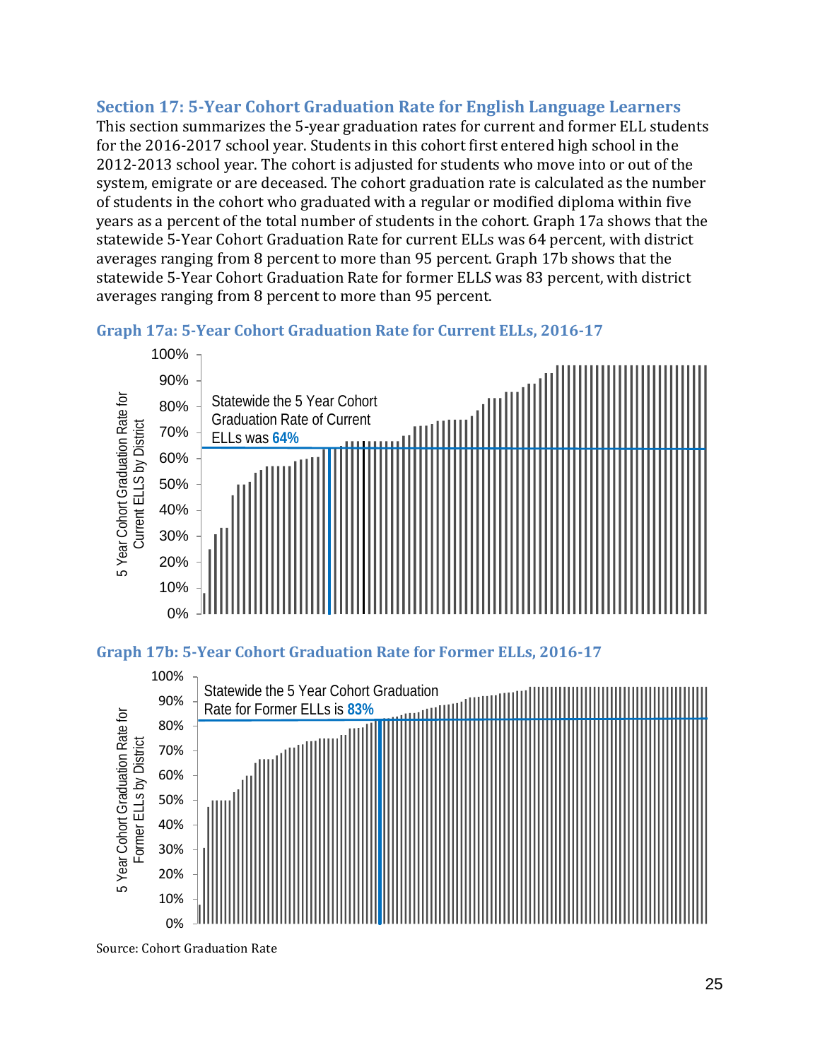## Section 17: 5-Year Cohort Graduation Rate for English Language Learners

This section summarizes the 5-year graduation rates for current and former ELL students for the 2016-2017 school year. Students in this cohort first entered high school in the 2012-2013 school year. The cohort is adjusted for students who move into or out of the system, emigrate or are deceased. The cohort graduation rate is calculated as the number of students in the cohort who graduated with a regular or modified diploma within five years as a percent of the total number of students in the cohort. Graph 17a shows that the statewide 5-Year Cohort Graduation Rate for current ELLs was 64 percent, with district averages ranging from 8 percent to more than 95 percent. Graph 17b shows that the statewide 5-Year Cohort Graduation Rate for former ELLS was 83 percent, with district averages ranging from 8 percent to more than 95 percent.

### Graph 17a: 5-Year Cohort Graduation Rate for Current ELLs, 2016-17

5 Year Cohort Graduation Rate for Current ELLS by District

Statewide the 5 Year Cohort Graduation Rate of Current ELLs was **64%**

### Graph 17b: 5-Year Cohort Graduation Rate for Former ELLs, 2016-17

5 Year Cohort Graduation Rate for Former ELLs by District

Statewide the 5 Year Cohort Graduation Rate for Former ELLs is **83%**

Source: Cohort Graduation Rate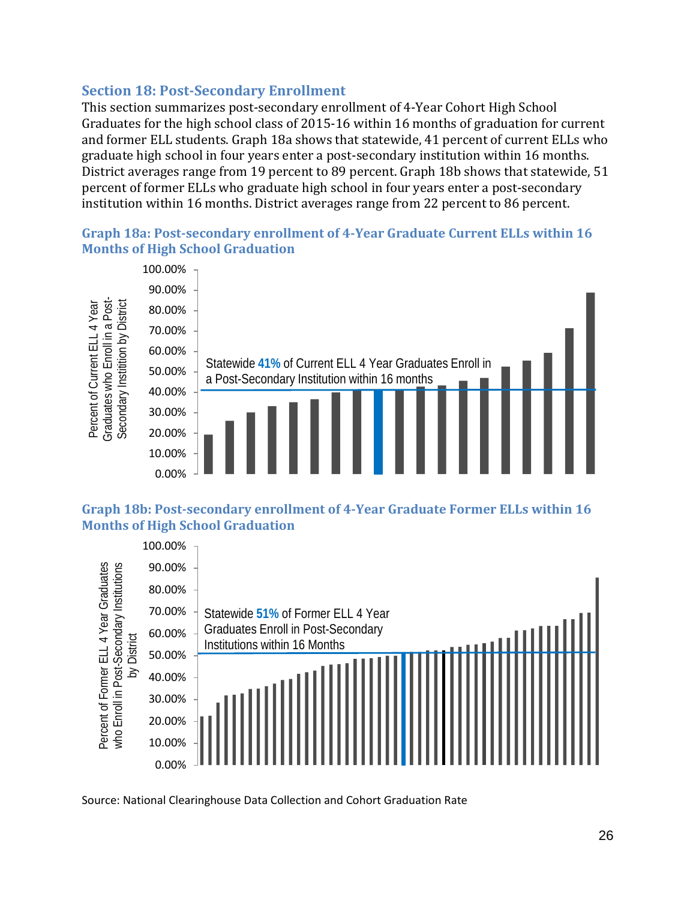## Section 18: Post-Secondary Enrollment

This section summarizes post-secondary enrollment of 4-Year Cohort High School Graduates for the high school class of 2015-16 within 16 months of graduation for current and former ELL students. Graph 18a shows that statewide, 41 percent of current ELLs who graduate high school in four years enter a post-secondary institution within 16 months. District averages range from 19 percent to 89 percent. Graph 18b shows that statewide, 51 percent of former ELLs who graduate high school in four years enter a post-secondary institution within 16 months. District averages range from 22 percent to 86 percent.

### Graph 18a: Post-secondary enrollment of 4-Year Graduate Current ELLs within 16 Months of High School Graduation

Statewide **41%** of Current ELL 4 Year Graduates Enroll in a Post-Secondary Institution within 16 months

Y-axis: Percent of Current ELL 4 Year Graduates who Enroll in a Post-Secondary Institition by District (0.00%–100.00%)

### Graph 18b: Post-secondary enrollment of 4-Year Graduate Former ELLs within 16 Months of High School Graduation

Statewide **51%** of Former ELL 4 Year Graduates Enroll in Post-Secondary Institutions within 16 Months

Y-axis: Percent of Former ELL 4 Year Graduates who Enroll in Post-Secondary Institutions by District (0.00%–100.00%)

Source: National Clearinghouse Data Collection and Cohort Graduation Rate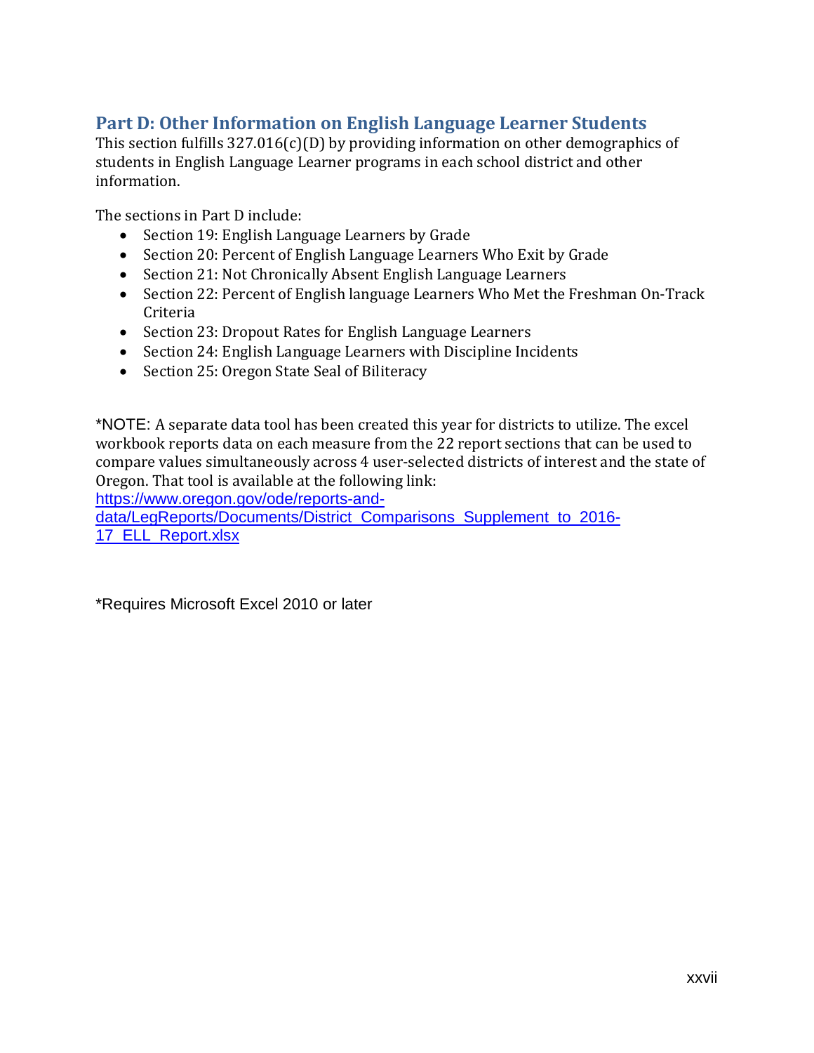## Part D: Other Information on English Language Learner Students

This section fulfills 327.016(c)(D) by providing information on other demographics of students in English Language Learner programs in each school district and other information.

The sections in Part D include:

- Section 19: English Language Learners by Grade
- Section 20: Percent of English Language Learners Who Exit by Grade
- Section 21: Not Chronically Absent English Language Learners
- Section 22: Percent of English language Learners Who Met the Freshman On-Track Criteria
- Section 23: Dropout Rates for English Language Learners
- Section 24: English Language Learners with Discipline Incidents
- Section 25: Oregon State Seal of Biliteracy

*NOTE: A separate data tool has been created this year for districts to utilize. The excel workbook reports data on each measure from the 22 report sections that can be used to compare values simultaneously across 4 user-selected districts of interest and the state of Oregon. That tool is available at the following link: https://www.oregon.gov/ode/reports-and-data/LegReports/Documents/District_Comparisons_Supplement_to_2016-17_ELL_Report.xlsx

*Requires Microsoft Excel 2010 or later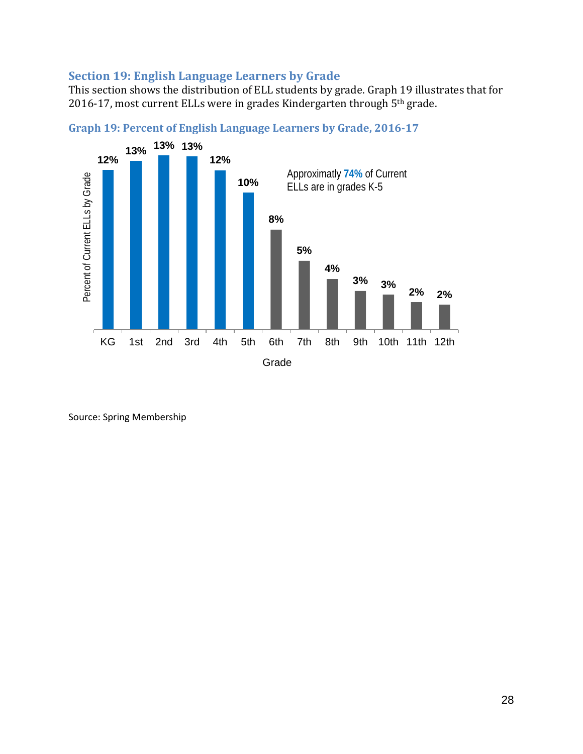## Section 19: English Language Learners by Grade

This section shows the distribution of ELL students by grade. Graph 19 illustrates that for 2016-17, most current ELLs were in grades Kindergarten through 5th grade.

### Graph 19: Percent of English Language Learners by Grade, 2016-17

| Grade | Percent of Current ELLs by Grade |
|---|---|
| KG | 12% |
| 1st | 13% |
| 2nd | 13% |
| 3rd | 13% |
| 4th | 12% |
| 5th | 10% |
| 6th | 8% |
| 7th | 5% |
| 8th | 4% |
| 9th | 3% |
| 10th | 3% |
| 11th | 2% |
| 12th | 2% |

Approximatly **74%** of Current ELLs are in grades K-5

Source: Spring Membership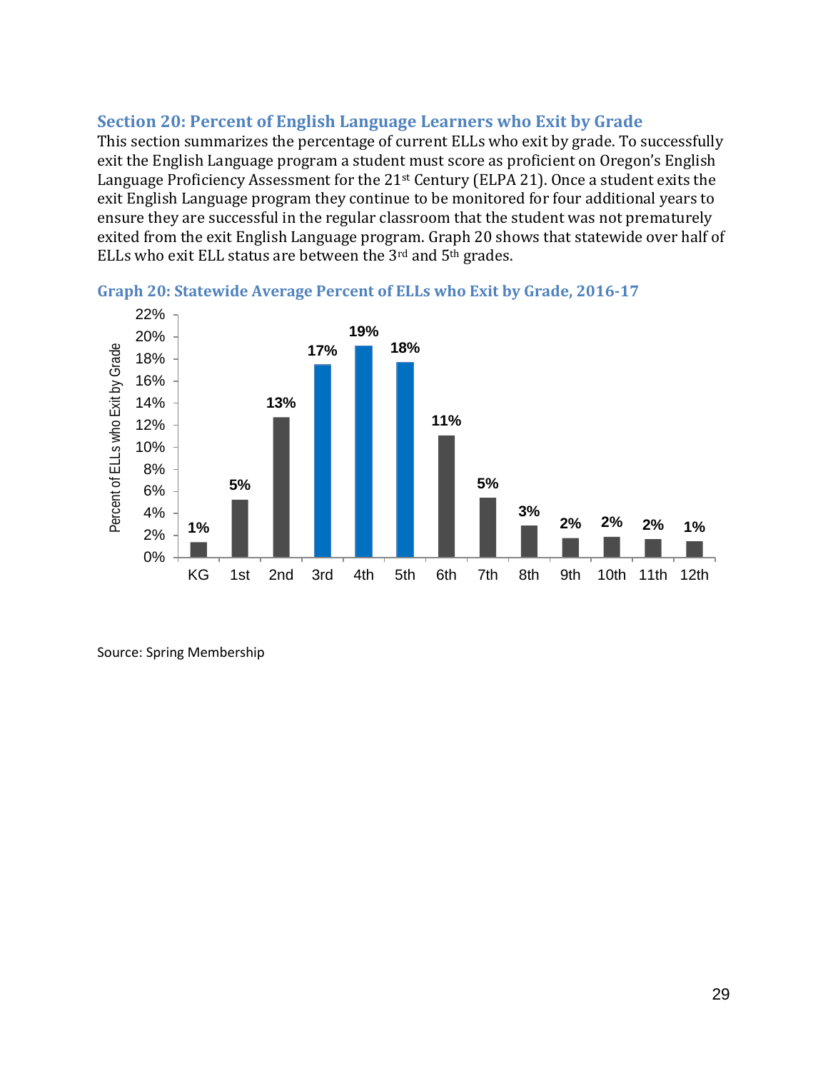## Section 20: Percent of English Language Learners who Exit by Grade

This section summarizes the percentage of current ELLs who exit by grade. To successfully exit the English Language program a student must score as proficient on Oregon's English Language Proficiency Assessment for the 21st Century (ELPA 21). Once a student exits the exit English Language program they continue to be monitored for four additional years to ensure they are successful in the regular classroom that the student was not prematurely exited from the exit English Language program. Graph 20 shows that statewide over half of ELLs who exit ELL status are between the 3rd and 5th grades.

### Graph 20: Statewide Average Percent of ELLs who Exit by Grade, 2016-17

| Grade | Percent of ELLs who Exit by Grade |
|---|---|
| KG | 1% |
| 1st | 5% |
| 2nd | 13% |
| 3rd | 17% |
| 4th | 19% |
| 5th | 18% |
| 6th | 11% |
| 7th | 5% |
| 8th | 3% |
| 9th | 2% |
| 10th | 2% |
| 11th | 2% |
| 12th | 1% |

Source: Spring Membership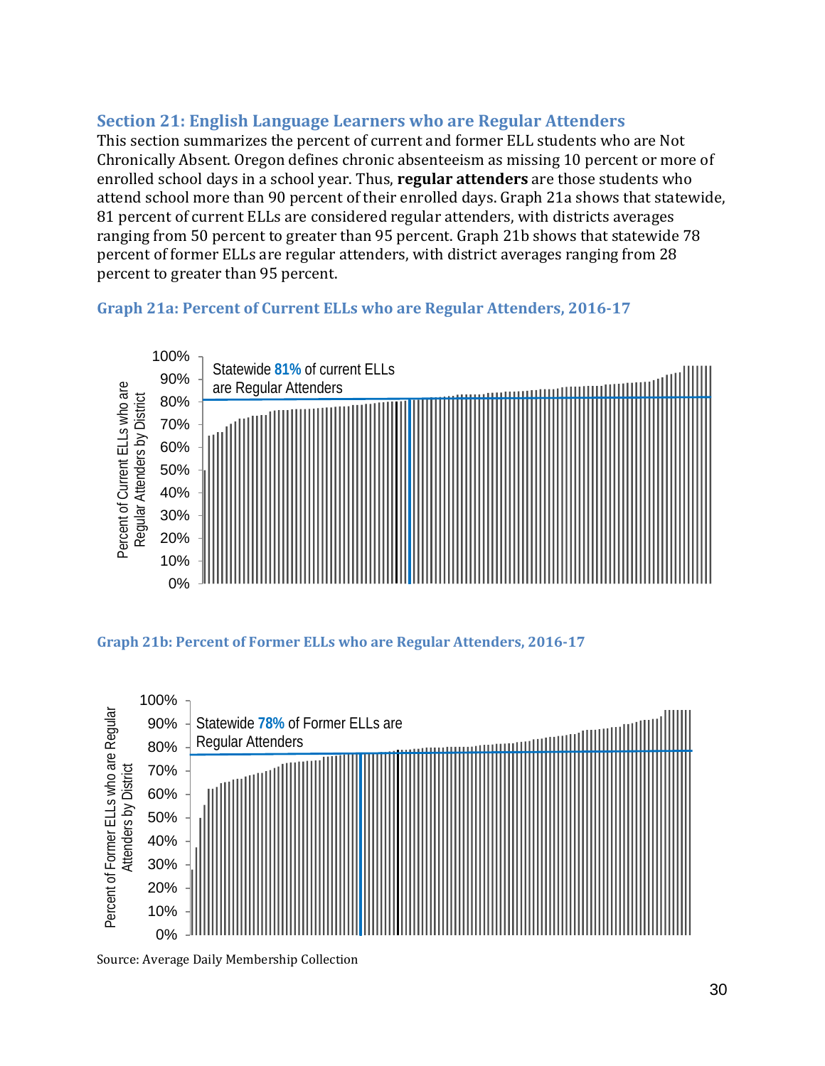## Section 21: English Language Learners who are Regular Attenders

This section summarizes the percent of current and former ELL students who are Not Chronically Absent. Oregon defines chronic absenteeism as missing 10 percent or more of enrolled school days in a school year. Thus, **regular attenders** are those students who attend school more than 90 percent of their enrolled days. Graph 21a shows that statewide, 81 percent of current ELLs are considered regular attenders, with districts averages ranging from 50 percent to greater than 95 percent. Graph 21b shows that statewide 78 percent of former ELLs are regular attenders, with district averages ranging from 28 percent to greater than 95 percent.

### Graph 21a: Percent of Current ELLs who are Regular Attenders, 2016-17

Statewide 81% of current ELLs are Regular Attenders

Percent of Current ELLs who are Regular Attenders by District

### Graph 21b: Percent of Former ELLs who are Regular Attenders, 2016-17

Statewide 78% of Former ELLs are Regular Attenders

Percent of Former ELLs who are Regular Attenders by District

Source: Average Daily Membership Collection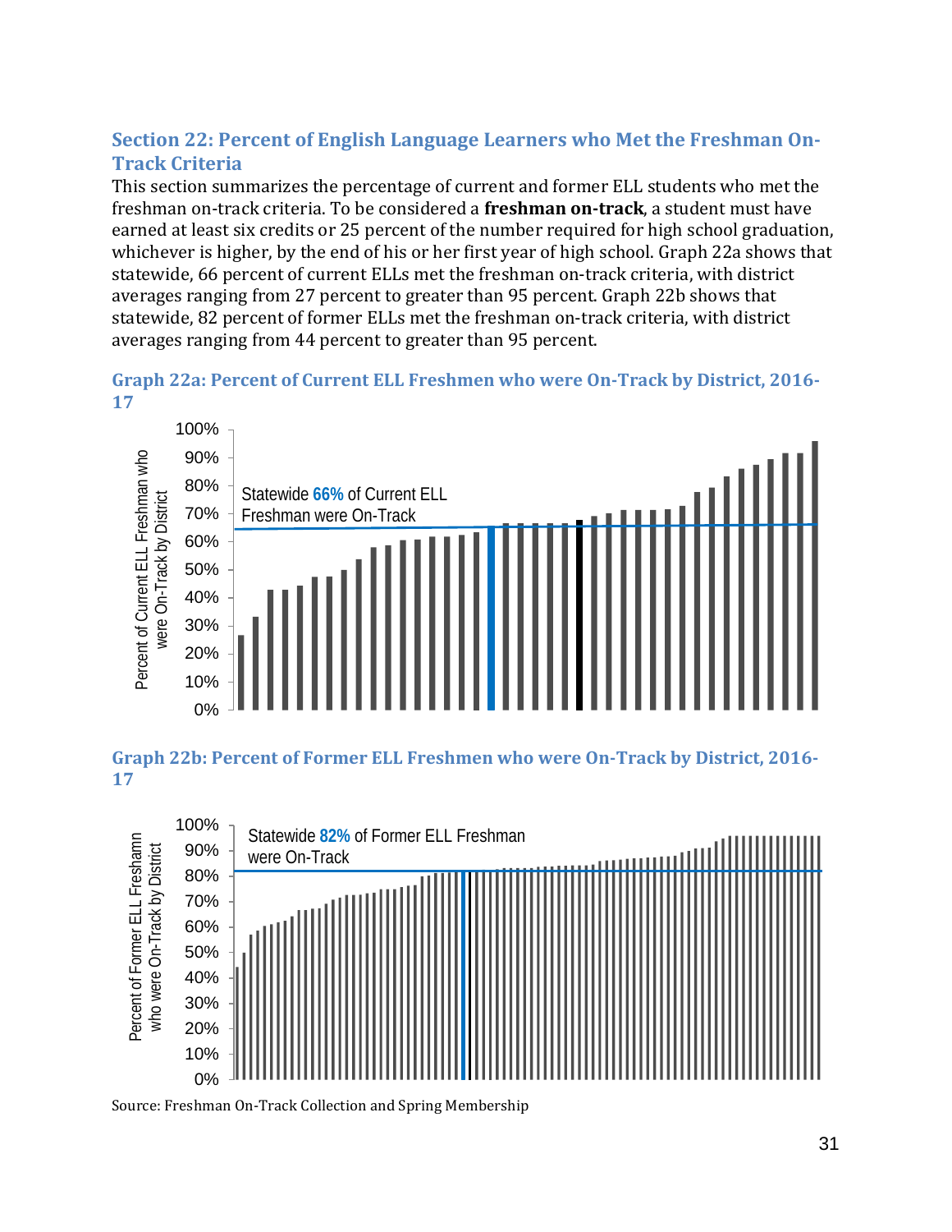## Section 22: Percent of English Language Learners who Met the Freshman On-Track Criteria

This section summarizes the percentage of current and former ELL students who met the freshman on-track criteria. To be considered a **freshman on-track**, a student must have earned at least six credits or 25 percent of the number required for high school graduation, whichever is higher, by the end of his or her first year of high school. Graph 22a shows that statewide, 66 percent of current ELLs met the freshman on-track criteria, with district averages ranging from 27 percent to greater than 95 percent. Graph 22b shows that statewide, 82 percent of former ELLs met the freshman on-track criteria, with district averages ranging from 44 percent to greater than 95 percent.

### Graph 22a: Percent of Current ELL Freshmen who were On-Track by District, 2016-17

Statewide 66% of Current ELL Freshman were On-Track

Percent of Current ELL Freshman who were On-Track by District

### Graph 22b: Percent of Former ELL Freshmen who were On-Track by District, 2016-17

Statewide 82% of Former ELL Freshman were On-Track

Percent of Former ELL Freshamn who were On-Track by District

Source: Freshman On-Track Collection and Spring Membership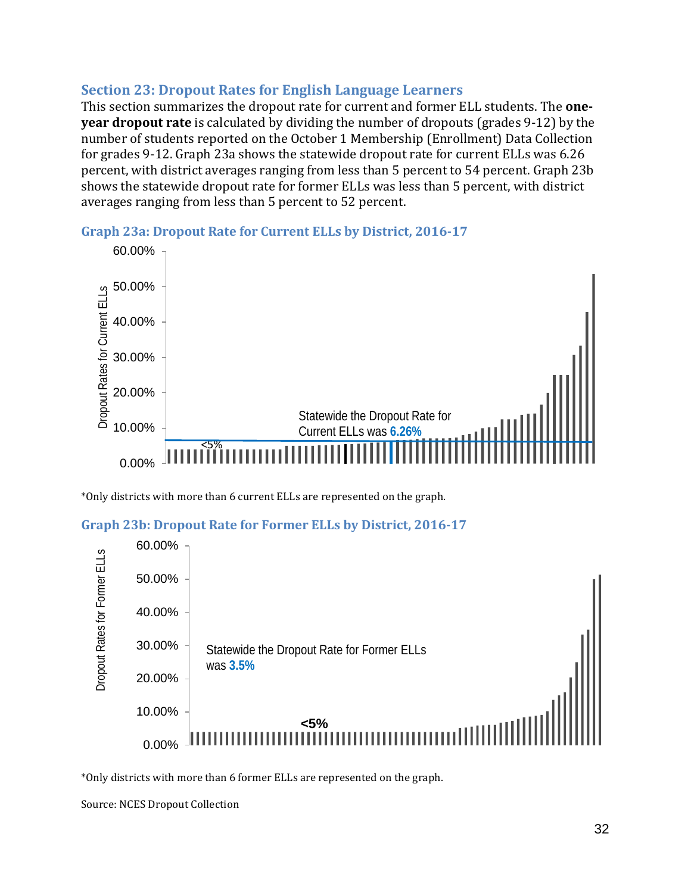### Section 23: Dropout Rates for English Language Learners

This section summarizes the dropout rate for current and former ELL students. The **one-year dropout rate** is calculated by dividing the number of dropouts (grades 9-12) by the number of students reported on the October 1 Membership (Enrollment) Data Collection for grades 9-12. Graph 23a shows the statewide dropout rate for current ELLs was 6.26 percent, with district averages ranging from less than 5 percent to 54 percent. Graph 23b shows the statewide dropout rate for former ELLs was less than 5 percent, with district averages ranging from less than 5 percent to 52 percent.

#### Graph 23a: Dropout Rate for Current ELLs by District, 2016-17

Dropout Rates for Current ELLs

60.00%
50.00%
40.00%
30.00%
20.00%
10.00%
0.00%

<5%

Statewide the Dropout Rate for Current ELLs was **6.26%**

*Only districts with more than 6 current ELLs are represented on the graph.

#### Graph 23b: Dropout Rate for Former ELLs by District, 2016-17

Dropout Rates for Former ELLs

60.00%
50.00%
40.00%
30.00%
20.00%
10.00%
0.00%

**<5%**

Statewide the Dropout Rate for Former ELLs was **3.5%**

*Only districts with more than 6 former ELLs are represented on the graph.

Source: NCES Dropout Collection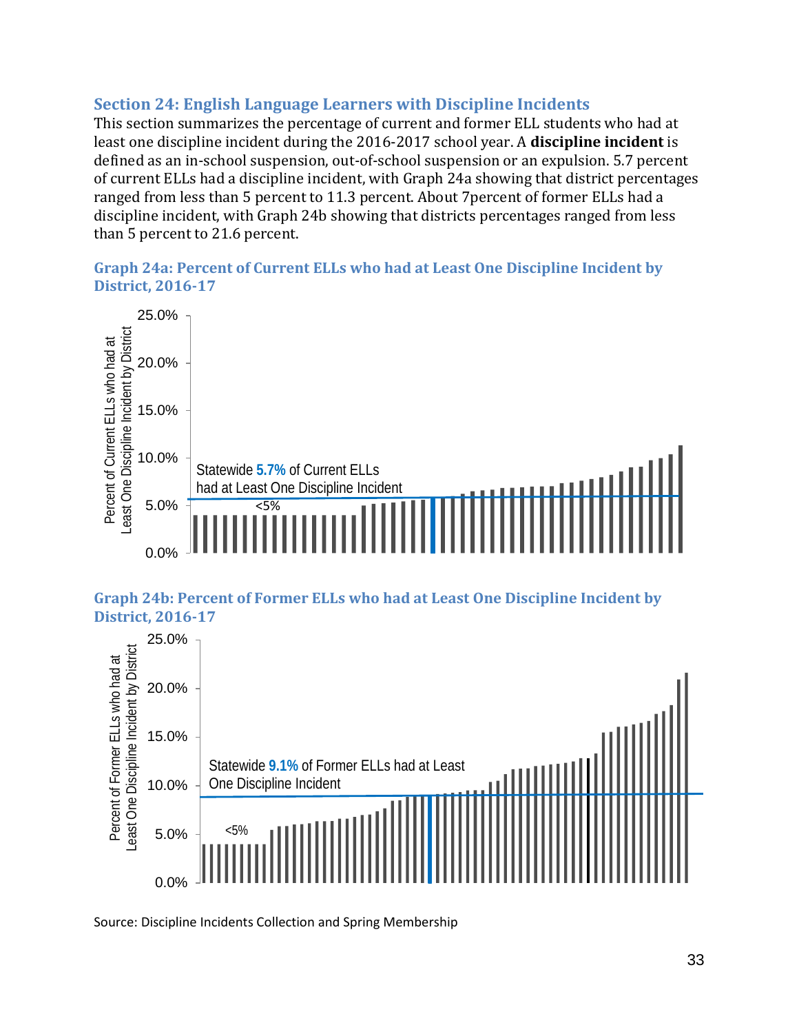## Section 24: English Language Learners with Discipline Incidents

This section summarizes the percentage of current and former ELL students who had at least one discipline incident during the 2016-2017 school year. A **discipline incident** is defined as an in-school suspension, out-of-school suspension or an expulsion. 5.7 percent of current ELLs had a discipline incident, with Graph 24a showing that district percentages ranged from less than 5 percent to 11.3 percent. About 7percent of former ELLs had a discipline incident, with Graph 24b showing that districts percentages ranged from less than 5 percent to 21.6 percent.

### Graph 24a: Percent of Current ELLs who had at Least One Discipline Incident by District, 2016-17

Statewide 5.7% of Current ELLs had at Least One Discipline Incident

<5%

Percent of Current ELLs who had at Least One Discipline Incident by District

### Graph 24b: Percent of Former ELLs who had at Least One Discipline Incident by District, 2016-17

Statewide 9.1% of Former ELLs had at Least One Discipline Incident

<5%

Percent of Former ELLs who had at Least One Discipline Incident by District

Source: Discipline Incidents Collection and Spring Membership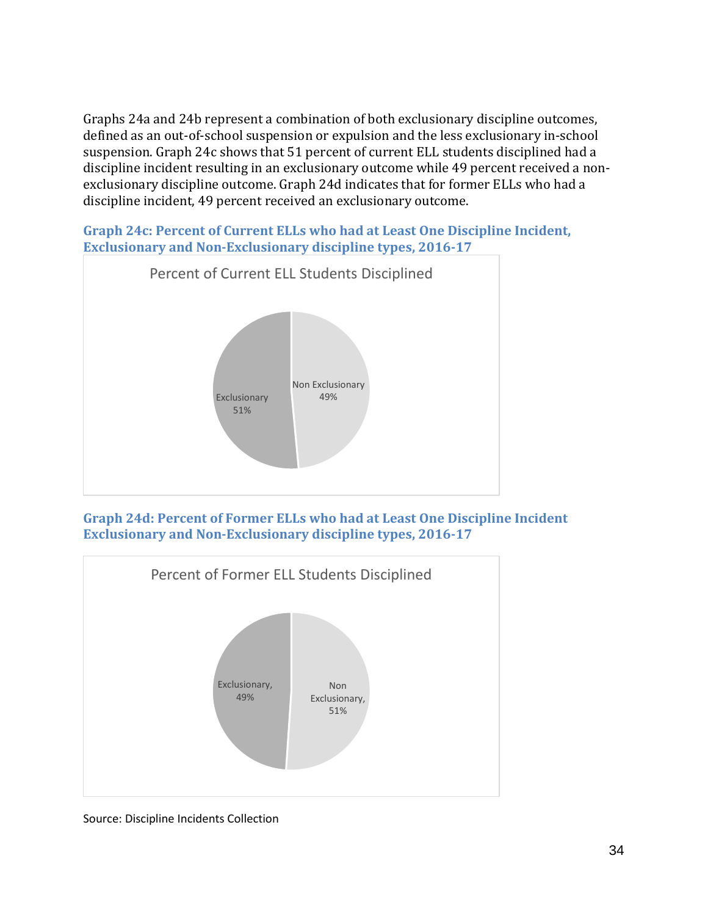Graphs 24a and 24b represent a combination of both exclusionary discipline outcomes, defined as an out-of-school suspension or expulsion and the less exclusionary in-school suspension. Graph 24c shows that 51 percent of current ELL students disciplined had a discipline incident resulting in an exclusionary outcome while 49 percent received a non-exclusionary discipline outcome. Graph 24d indicates that for former ELLs who had a discipline incident, 49 percent received an exclusionary outcome.

### Graph 24c: Percent of Current ELLs who had at Least One Discipline Incident, Exclusionary and Non-Exclusionary discipline types, 2016-17

Percent of Current ELL Students Disciplined

| Category | Percent |
|---|---|
| Exclusionary | 51% |
| Non Exclusionary | 49% |

### Graph 24d: Percent of Former ELLs who had at Least One Discipline Incident Exclusionary and Non-Exclusionary discipline types, 2016-17

Percent of Former ELL Students Disciplined

| Category | Percent |
|---|---|
| Exclusionary | 49% |
| Non Exclusionary | 51% |

Source: Discipline Incidents Collection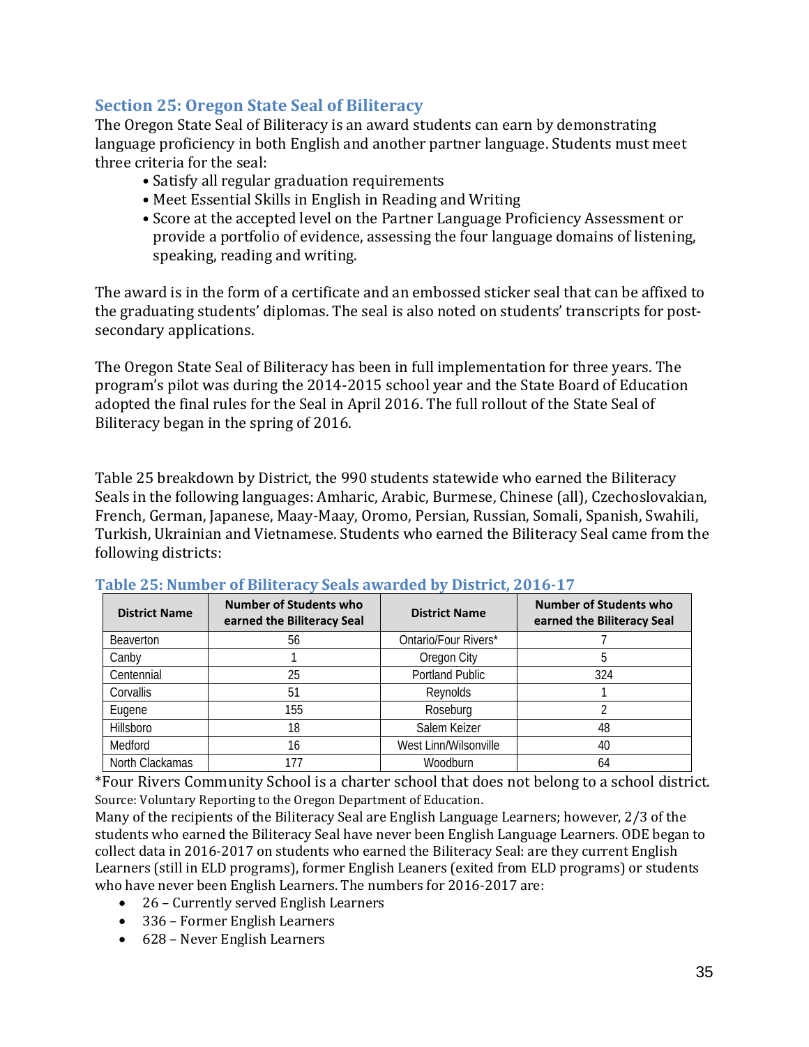## Section 25: Oregon State Seal of Biliteracy

The Oregon State Seal of Biliteracy is an award students can earn by demonstrating language proficiency in both English and another partner language. Students must meet three criteria for the seal:

- Satisfy all regular graduation requirements
- Meet Essential Skills in English in Reading and Writing
- Score at the accepted level on the Partner Language Proficiency Assessment or provide a portfolio of evidence, assessing the four language domains of listening, speaking, reading and writing.

The award is in the form of a certificate and an embossed sticker seal that can be affixed to the graduating students' diplomas. The seal is also noted on students' transcripts for post-secondary applications.

The Oregon State Seal of Biliteracy has been in full implementation for three years. The program's pilot was during the 2014-2015 school year and the State Board of Education adopted the final rules for the Seal in April 2016. The full rollout of the State Seal of Biliteracy began in the spring of 2016.

Table 25 breakdown by District, the 990 students statewide who earned the Biliteracy Seals in the following languages: Amharic, Arabic, Burmese, Chinese (all), Czechoslovakian, French, German, Japanese, Maay-Maay, Oromo, Persian, Russian, Somali, Spanish, Swahili, Turkish, Ukrainian and Vietnamese. Students who earned the Biliteracy Seal came from the following districts:

### Table 25: Number of Biliteracy Seals awarded by District, 2016-17

| District Name | Number of Students who earned the Biliteracy Seal | District Name | Number of Students who earned the Biliteracy Seal |
|---|---|---|---|
| Beaverton | 56 | Ontario/Four Rivers* | 7 |
| Canby | 1 | Oregon City | 5 |
| Centennial | 25 | Portland Public | 324 |
| Corvallis | 51 | Reynolds | 1 |
| Eugene | 155 | Roseburg | 2 |
| Hillsboro | 18 | Salem Keizer | 48 |
| Medford | 16 | West Linn/Wilsonville | 40 |
| North Clackamas | 177 | Woodburn | 64 |

*Four Rivers Community School is a charter school that does not belong to a school district.

Source: Voluntary Reporting to the Oregon Department of Education.

Many of the recipients of the Biliteracy Seal are English Language Learners; however, 2/3 of the students who earned the Biliteracy Seal have never been English Language Learners. ODE began to collect data in 2016-2017 on students who earned the Biliteracy Seal: are they current English Learners (still in ELD programs), former English Leaners (exited from ELD programs) or students who have never been English Learners. The numbers for 2016-2017 are:

- 26 – Currently served English Learners
- 336 – Former English Learners
- 628 – Never English Learners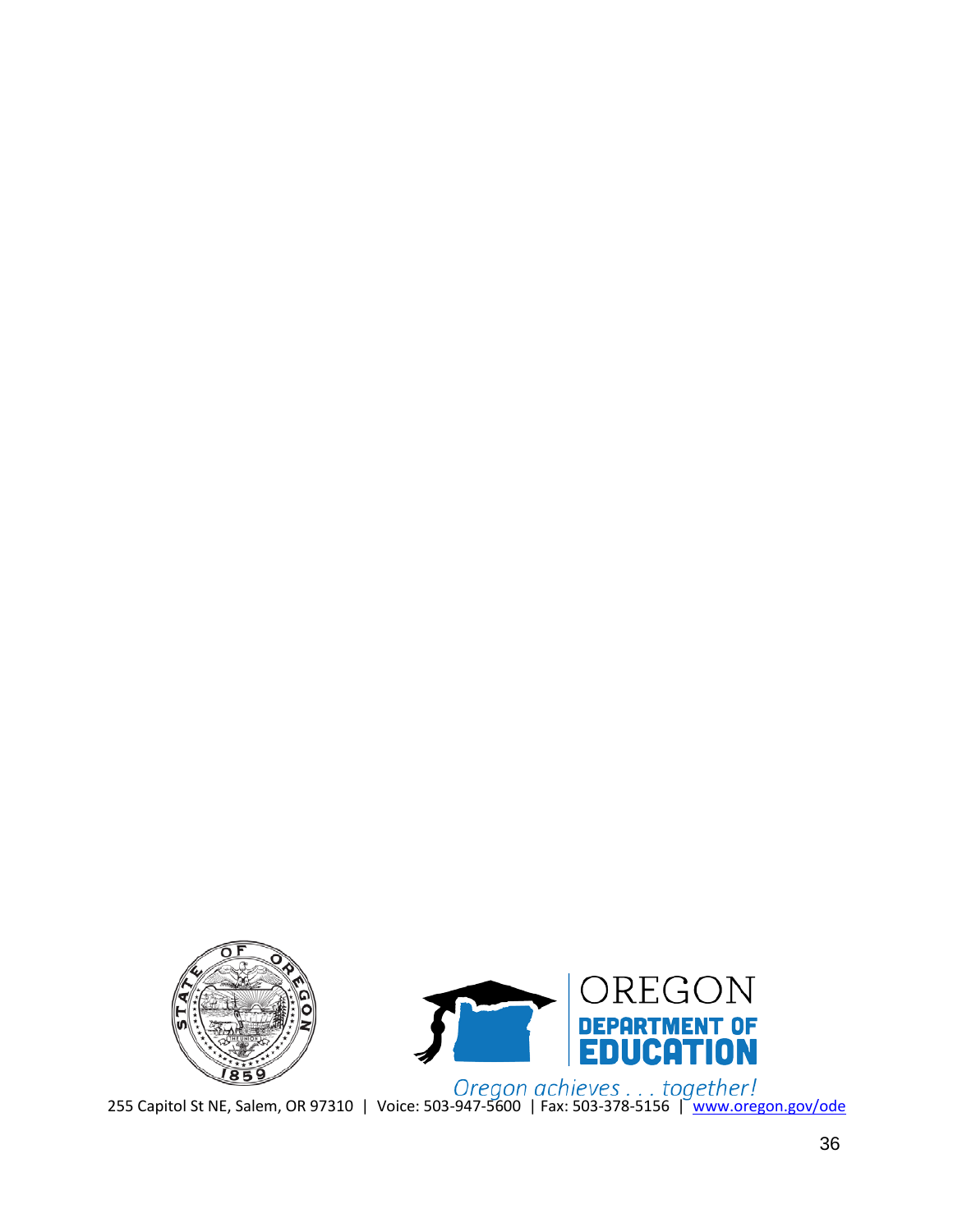Oregon achieves . . . together!

255 Capitol St NE, Salem, OR 97310 | Voice: 503-947-5600 | Fax: 503-378-5156 | www.oregon.gov/ode